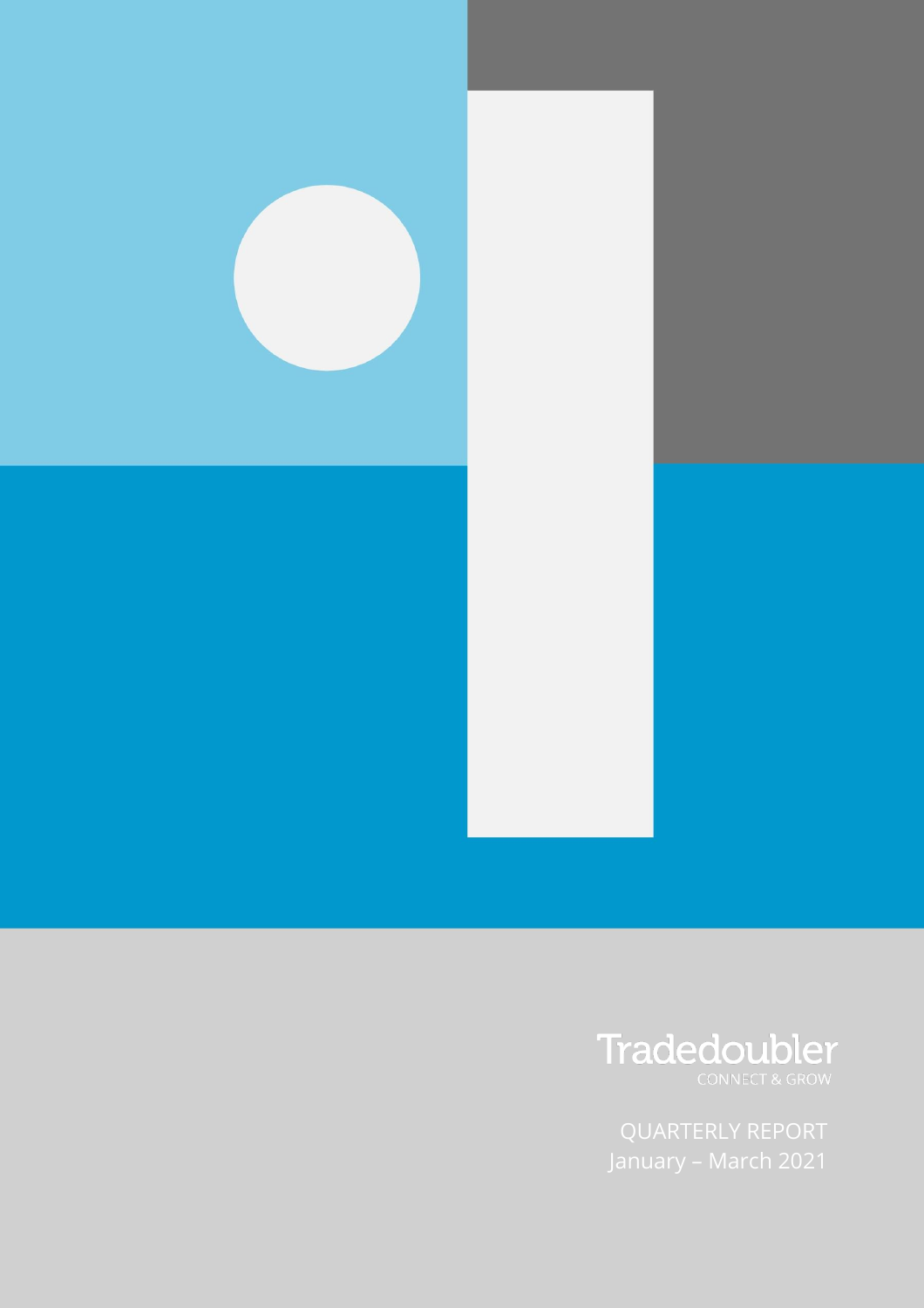Tradedoubler

CONNECT & GROW

QUARTERLY REPORT

January – March 2021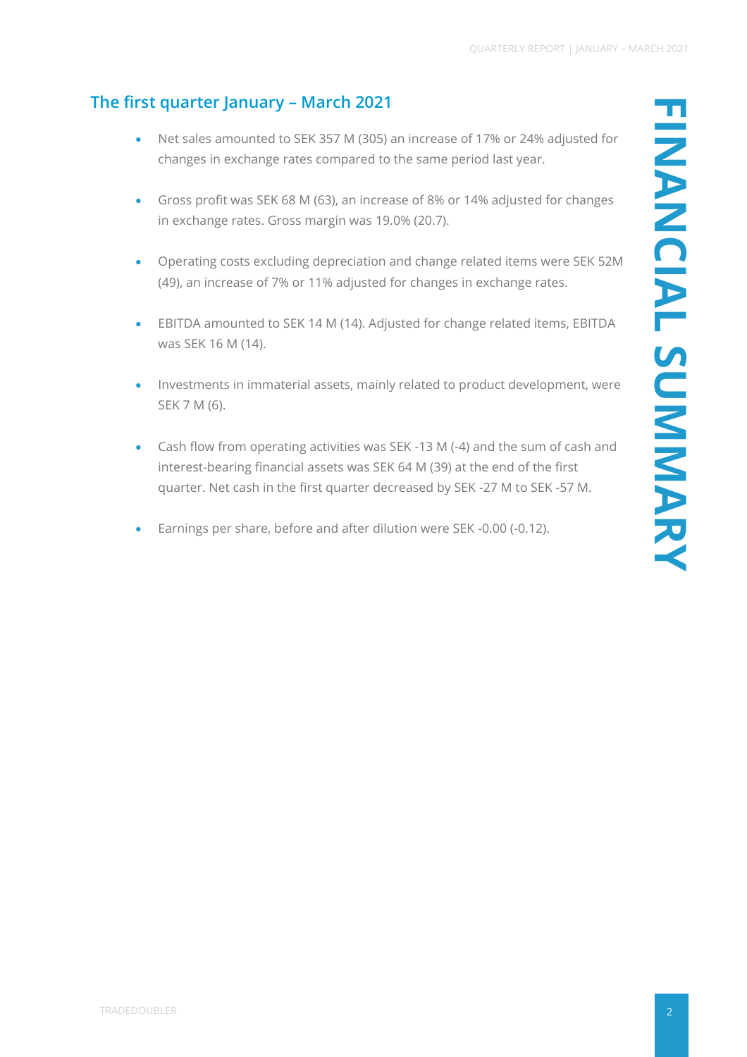# FINANCIAL SUMMARY

## The first quarter January – March 2021

- Net sales amounted to SEK 357 M (305) an increase of 17% or 24% adjusted for changes in exchange rates compared to the same period last year.
- Gross profit was SEK 68 M (63), an increase of 8% or 14% adjusted for changes in exchange rates. Gross margin was 19.0% (20.7).
- Operating costs excluding depreciation and change related items were SEK 52M (49), an increase of 7% or 11% adjusted for changes in exchange rates.
- EBITDA amounted to SEK 14 M (14). Adjusted for change related items, EBITDA was SEK 16 M (14).
- Investments in immaterial assets, mainly related to product development, were SEK 7 M (6).
- Cash flow from operating activities was SEK -13 M (-4) and the sum of cash and interest-bearing financial assets was SEK 64 M (39) at the end of the first quarter. Net cash in the first quarter decreased by SEK -27 M to SEK -57 M.
- Earnings per share, before and after dilution were SEK -0.00 (-0.12).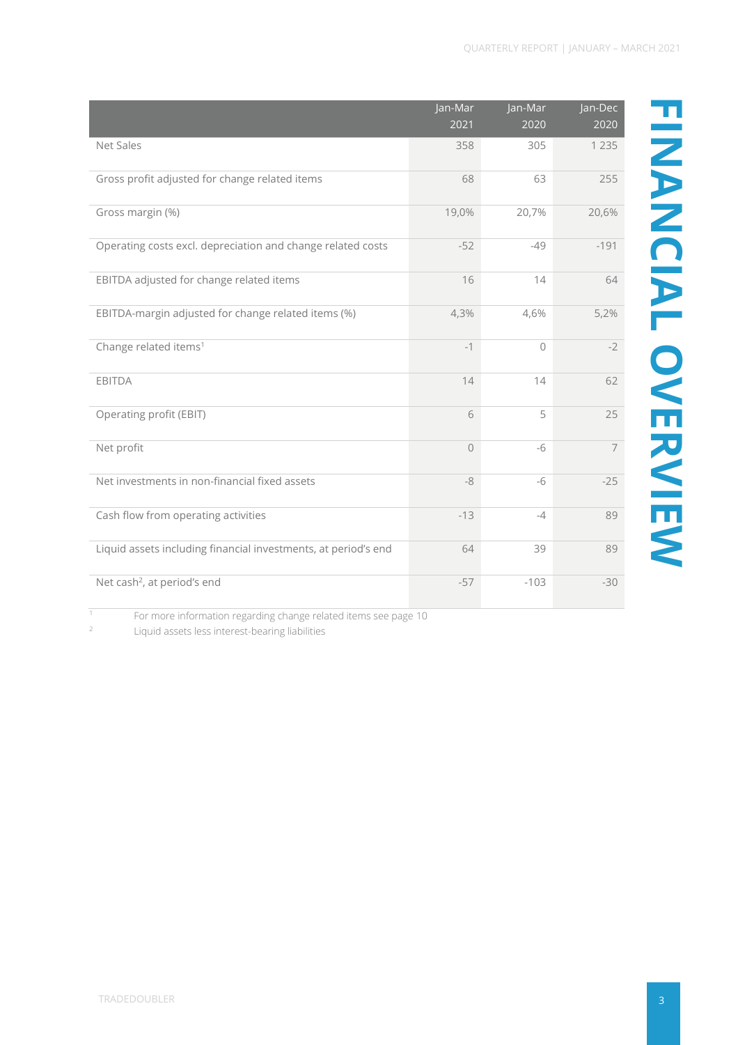# FINANCIAL OVERVIEW

| | Jan-Mar 2021 | Jan-Mar 2020 | Jan-Dec 2020 |
|---|---|---|---|
| Net Sales | 358 | 305 | 1 235 |
| Gross profit adjusted for change related items | 68 | 63 | 255 |
| Gross margin (%) | 19,0% | 20,7% | 20,6% |
| Operating costs excl. depreciation and change related costs | -52 | -49 | -191 |
| EBITDA adjusted for change related items | 16 | 14 | 64 |
| EBITDA-margin adjusted for change related items (%) | 4,3% | 4,6% | 5,2% |
| Change related items[1] | -1 | 0 | -2 |
| EBITDA | 14 | 14 | 62 |
| Operating profit (EBIT) | 6 | 5 | 25 |
| Net profit | 0 | -6 | 7 |
| Net investments in non-financial fixed assets | -8 | -6 | -25 |
| Cash flow from operating activities | -13 | -4 | 89 |
| Liquid assets including financial investments, at period's end | 64 | 39 | 89 |
| Net cash[2], at period's end | -57 | -103 | -30 |

[1] For more information regarding change related items see page 10

[2] Liquid assets less interest-bearing liabilities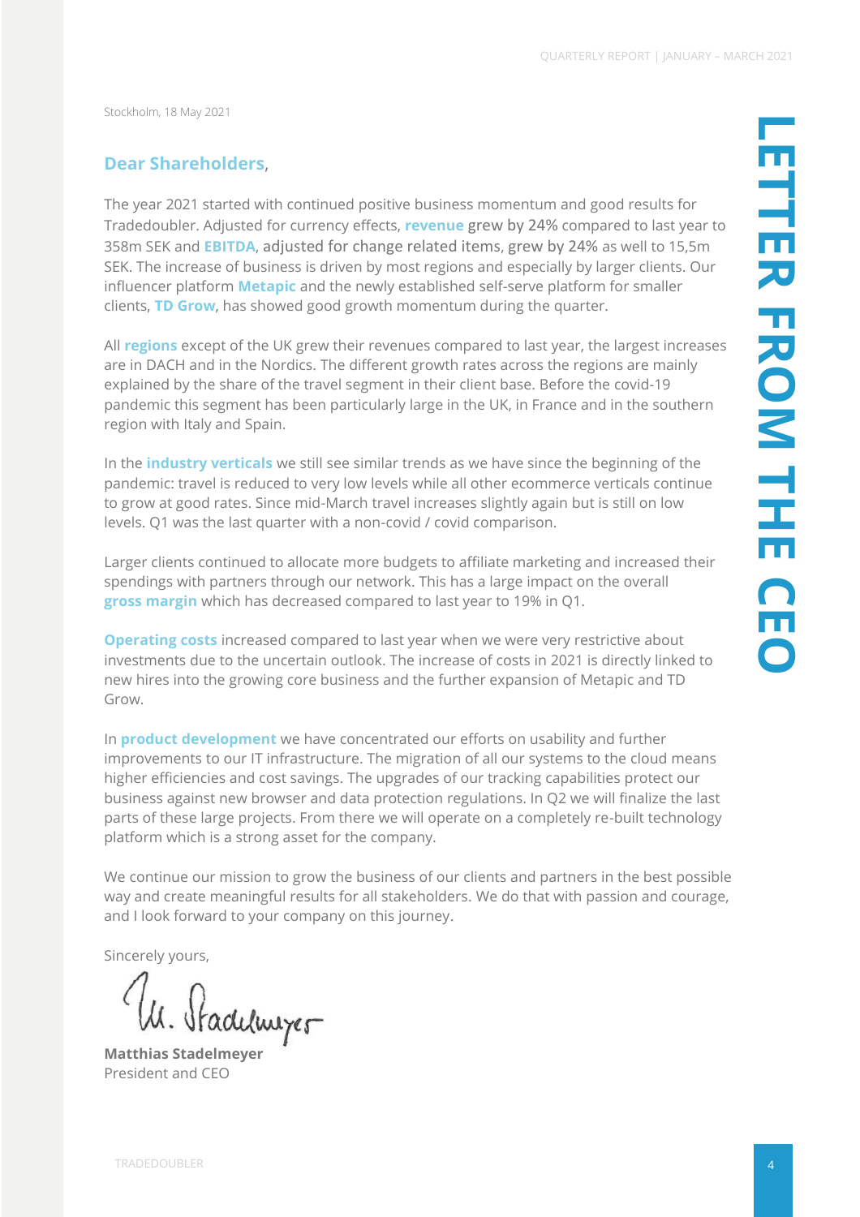# LETTER FROM THE CEO

Stockholm, 18 May 2021

**Dear Shareholders**,

The year 2021 started with continued positive business momentum and good results for Tradedoubler. Adjusted for currency effects, **revenue** grew by 24% compared to last year to 358m SEK and **EBITDA**, adjusted for change related items, grew by 24% as well to 15,5m SEK. The increase of business is driven by most regions and especially by larger clients. Our influencer platform **Metapic** and the newly established self-serve platform for smaller clients, **TD Grow**, has showed good growth momentum during the quarter.

All **regions** except of the UK grew their revenues compared to last year, the largest increases are in DACH and in the Nordics. The different growth rates across the regions are mainly explained by the share of the travel segment in their client base. Before the covid-19 pandemic this segment has been particularly large in the UK, in France and in the southern region with Italy and Spain.

In the **industry verticals** we still see similar trends as we have since the beginning of the pandemic: travel is reduced to very low levels while all other ecommerce verticals continue to grow at good rates. Since mid-March travel increases slightly again but is still on low levels. Q1 was the last quarter with a non-covid / covid comparison.

Larger clients continued to allocate more budgets to affiliate marketing and increased their spendings with partners through our network. This has a large impact on the overall **gross margin** which has decreased compared to last year to 19% in Q1.

**Operating costs** increased compared to last year when we were very restrictive about investments due to the uncertain outlook. The increase of costs in 2021 is directly linked to new hires into the growing core business and the further expansion of Metapic and TD Grow.

In **product development** we have concentrated our efforts on usability and further improvements to our IT infrastructure. The migration of all our systems to the cloud means higher efficiencies and cost savings. The upgrades of our tracking capabilities protect our business against new browser and data protection regulations. In Q2 we will finalize the last parts of these large projects. From there we will operate on a completely re-built technology platform which is a strong asset for the company.

We continue our mission to grow the business of our clients and partners in the best possible way and create meaningful results for all stakeholders. We do that with passion and courage, and I look forward to your company on this journey.

Sincerely yours,

**Matthias Stadelmeyer**
President and CEO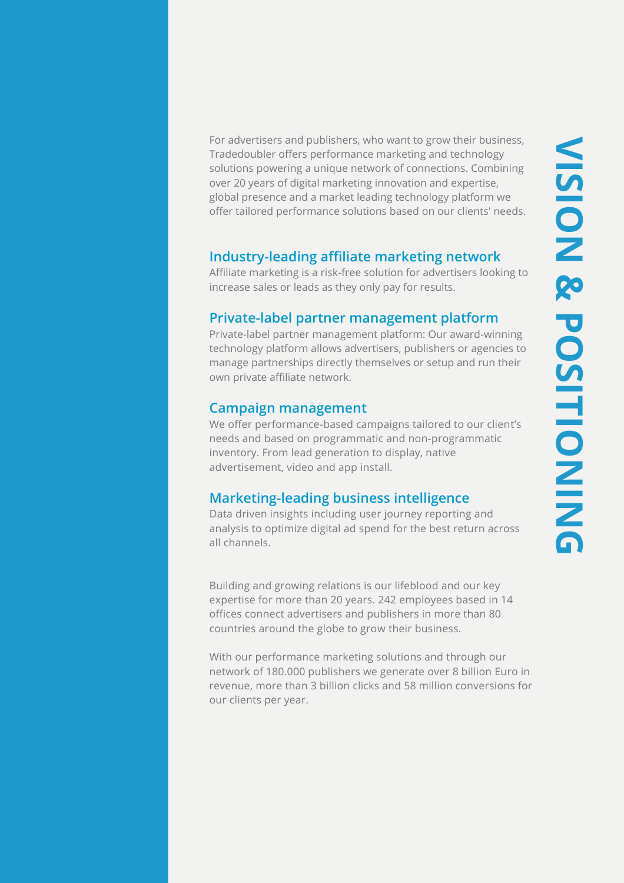# VISION & POSITIONING

For advertisers and publishers, who want to grow their business, Tradedoubler offers performance marketing and technology solutions powering a unique network of connections. Combining over 20 years of digital marketing innovation and expertise, global presence and a market leading technology platform we offer tailored performance solutions based on our clients' needs.

## Industry-leading affiliate marketing network

Affiliate marketing is a risk-free solution for advertisers looking to increase sales or leads as they only pay for results.

## Private-label partner management platform

Private-label partner management platform: Our award-winning technology platform allows advertisers, publishers or agencies to manage partnerships directly themselves or setup and run their own private affiliate network.

## Campaign management

We offer performance-based campaigns tailored to our client's needs and based on programmatic and non-programmatic inventory. From lead generation to display, native advertisement, video and app install.

## Marketing-leading business intelligence

Data driven insights including user journey reporting and analysis to optimize digital ad spend for the best return across all channels.

Building and growing relations is our lifeblood and our key expertise for more than 20 years. 242 employees based in 14 offices connect advertisers and publishers in more than 80 countries around the globe to grow their business.

With our performance marketing solutions and through our network of 180.000 publishers we generate over 8 billion Euro in revenue, more than 3 billion clicks and 58 million conversions for our clients per year.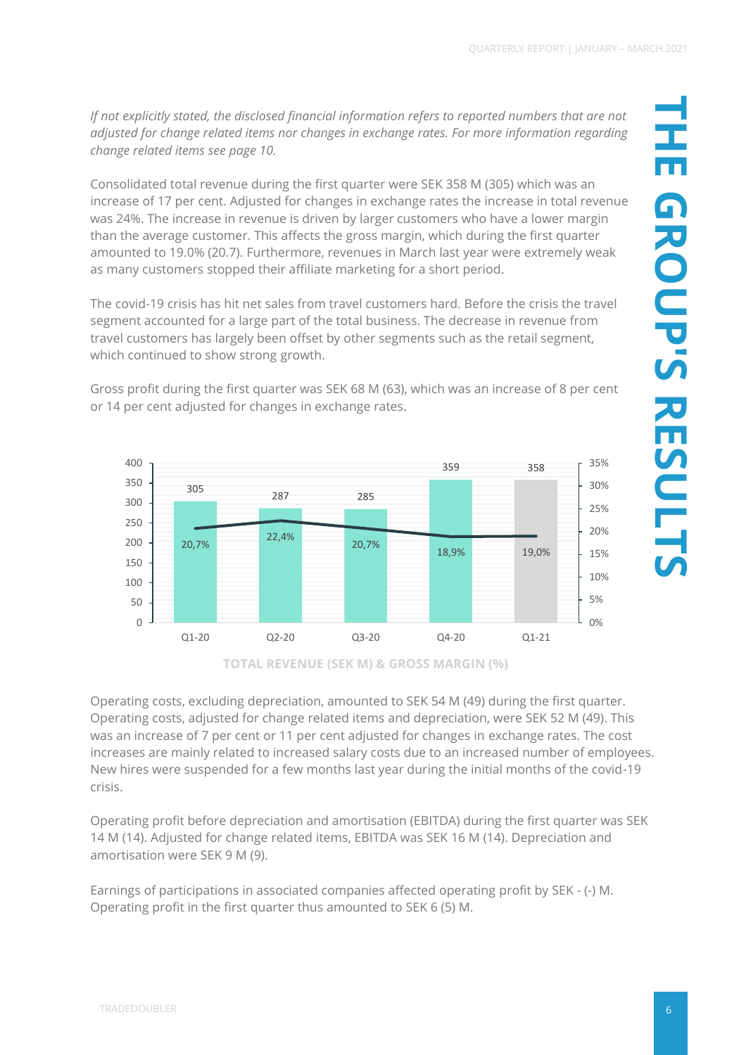# THE GROUP'S RESULTS

*If not explicitly stated, the disclosed financial information refers to reported numbers that are not adjusted for change related items nor changes in exchange rates. For more information regarding change related items see page 10.*

Consolidated total revenue during the first quarter were SEK 358 M (305) which was an increase of 17 per cent. Adjusted for changes in exchange rates the increase in total revenue was 24%. The increase in revenue is driven by larger customers who have a lower margin than the average customer. This affects the gross margin, which during the first quarter amounted to 19.0% (20.7). Furthermore, revenues in March last year were extremely weak as many customers stopped their affiliate marketing for a short period.

The covid-19 crisis has hit net sales from travel customers hard. Before the crisis the travel segment accounted for a large part of the total business. The decrease in revenue from travel customers has largely been offset by other segments such as the retail segment, which continued to show strong growth.

Gross profit during the first quarter was SEK 68 M (63), which was an increase of 8 per cent or 14 per cent adjusted for changes in exchange rates.

| | Q1-20 | Q2-20 | Q3-20 | Q4-20 | Q1-21 |
|---|---|---|---|---|---|
| Total revenue (SEK M) | 305 | 287 | 285 | 359 | 358 |
| Gross margin (%) | 20,7% | 22,4% | 20,7% | 18,9% | 19,0% |

TOTAL REVENUE (SEK M) & GROSS MARGIN (%)

Operating costs, excluding depreciation, amounted to SEK 54 M (49) during the first quarter. Operating costs, adjusted for change related items and depreciation, were SEK 52 M (49). This was an increase of 7 per cent or 11 per cent adjusted for changes in exchange rates. The cost increases are mainly related to increased salary costs due to an increased number of employees. New hires were suspended for a few months last year during the initial months of the covid-19 crisis.

Operating profit before depreciation and amortisation (EBITDA) during the first quarter was SEK 14 M (14). Adjusted for change related items, EBITDA was SEK 16 M (14). Depreciation and amortisation were SEK 9 M (9).

Earnings of participations in associated companies affected operating profit by SEK - (-) M. Operating profit in the first quarter thus amounted to SEK 6 (5) M.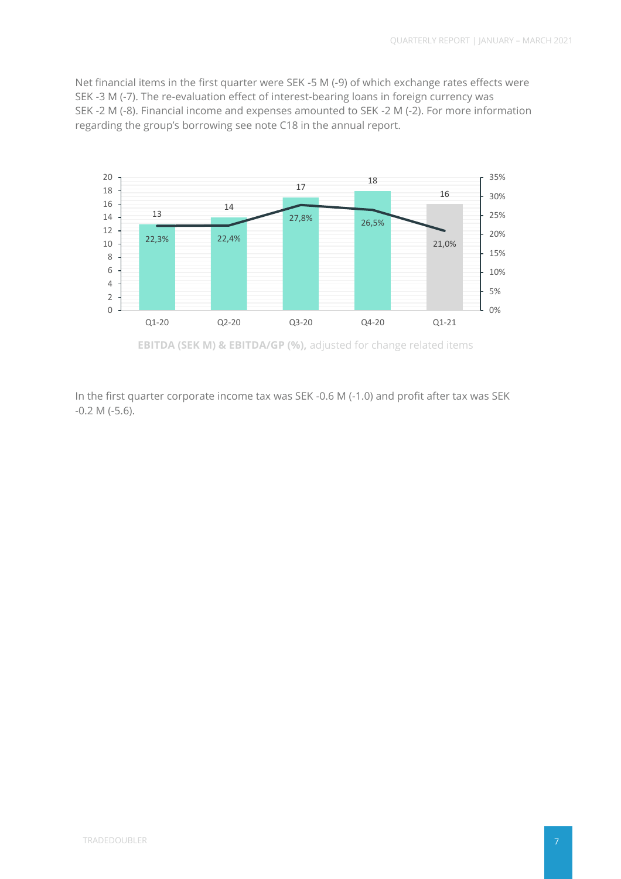Net financial items in the first quarter were SEK -5 M (-9) of which exchange rates effects were SEK -3 M (-7). The re-evaluation effect of interest-bearing loans in foreign currency was SEK -2 M (-8). Financial income and expenses amounted to SEK -2 M (-2). For more information regarding the group's borrowing see note C18 in the annual report.

| | Q1-20 | Q2-20 | Q3-20 | Q4-20 | Q1-21 |
|---|---|---|---|---|---|
| EBITDA (SEK M) | 13 | 14 | 17 | 18 | 16 |
| EBITDA/GP (%) | 22,3% | 22,4% | 27,8% | 26,5% | 21,0% |

**EBITDA (SEK M) & EBITDA/GP (%),** adjusted for change related items

In the first quarter corporate income tax was SEK -0.6 M (-1.0) and profit after tax was SEK -0.2 M (-5.6).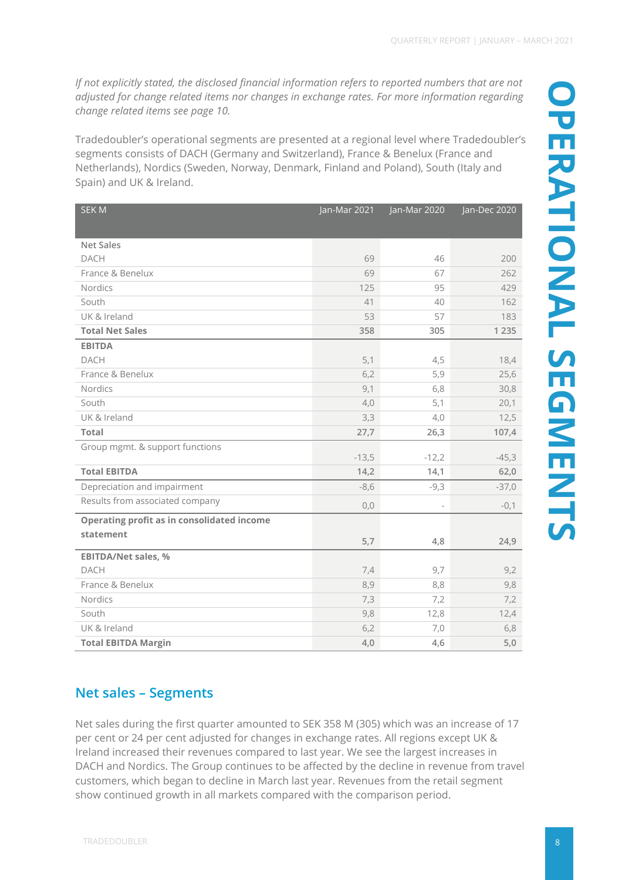# OPERATIONAL SEGMENTS

*If not explicitly stated, the disclosed financial information refers to reported numbers that are not adjusted for change related items nor changes in exchange rates. For more information regarding change related items see page 10.*

Tradedoubler's operational segments are presented at a regional level where Tradedoubler's segments consists of DACH (Germany and Switzerland), France & Benelux (France and Netherlands), Nordics (Sweden, Norway, Denmark, Finland and Poland), South (Italy and Spain) and UK & Ireland.

| SEK M | Jan-Mar 2021 | Jan-Mar 2020 | Jan-Dec 2020 |
|---|---|---|---|
| **Net Sales** | | | |
| DACH | 69 | 46 | 200 |
| France & Benelux | 69 | 67 | 262 |
| Nordics | 125 | 95 | 429 |
| South | 41 | 40 | 162 |
| UK & Ireland | 53 | 57 | 183 |
| **Total Net Sales** | **358** | **305** | **1 235** |
| **EBITDA** | | | |
| DACH | 5,1 | 4,5 | 18,4 |
| France & Benelux | 6,2 | 5,9 | 25,6 |
| Nordics | 9,1 | 6,8 | 30,8 |
| South | 4,0 | 5,1 | 20,1 |
| UK & Ireland | 3,3 | 4,0 | 12,5 |
| **Total** | **27,7** | **26,3** | **107,4** |
| Group mgmt. & support functions | -13,5 | -12,2 | -45,3 |
| **Total EBITDA** | **14,2** | **14,1** | **62,0** |
| Depreciation and impairment | -8,6 | -9,3 | -37,0 |
| Results from associated company | 0,0 | - | -0,1 |
| **Operating profit as in consolidated income statement** | **5,7** | **4,8** | **24,9** |
| **EBITDA/Net sales, %** | | | |
| DACH | 7,4 | 9,7 | 9,2 |
| France & Benelux | 8,9 | 8,8 | 9,8 |
| Nordics | 7,3 | 7,2 | 7,2 |
| South | 9,8 | 12,8 | 12,4 |
| UK & Ireland | 6,2 | 7,0 | 6,8 |
| **Total EBITDA Margin** | **4,0** | **4,6** | **5,0** |

## Net sales – Segments

Net sales during the first quarter amounted to SEK 358 M (305) which was an increase of 17 per cent or 24 per cent adjusted for changes in exchange rates. All regions except UK & Ireland increased their revenues compared to last year. We see the largest increases in DACH and Nordics. The Group continues to be affected by the decline in revenue from travel customers, which began to decline in March last year. Revenues from the retail segment show continued growth in all markets compared with the comparison period.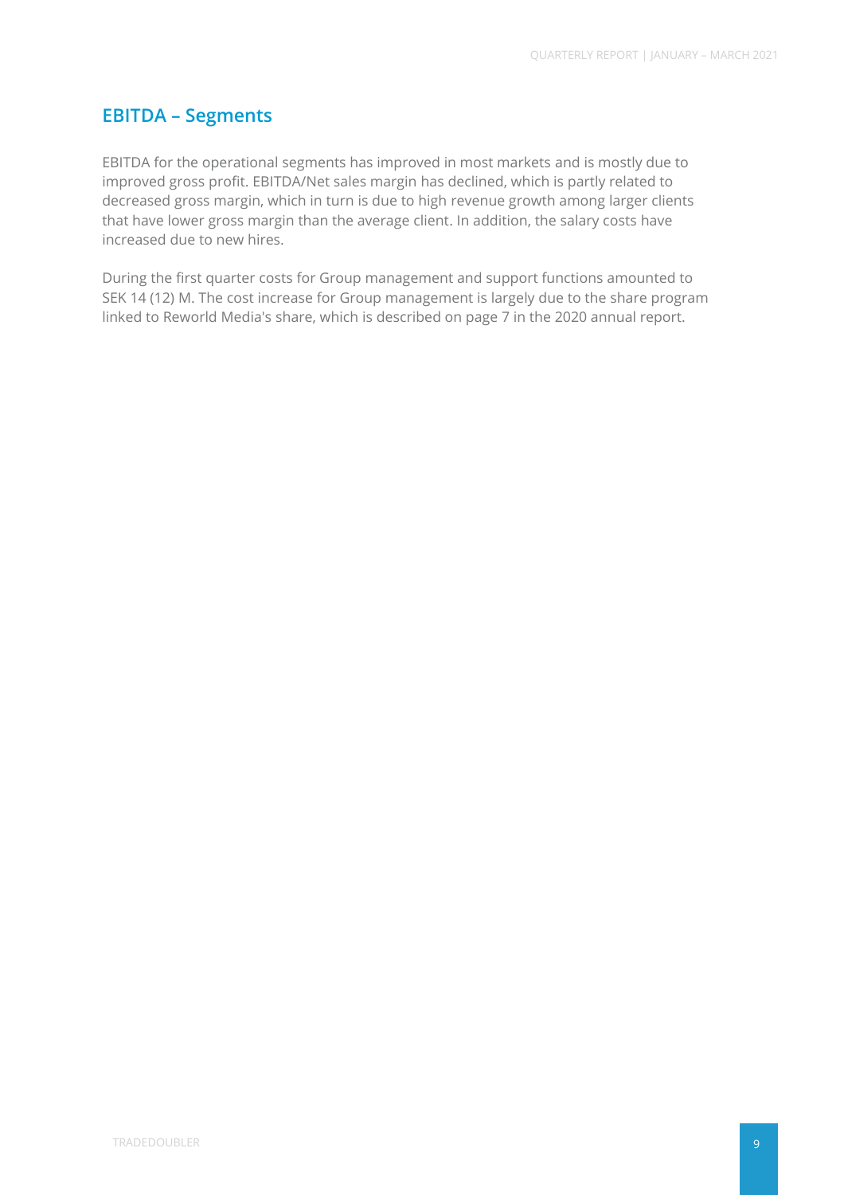## EBITDA – Segments

EBITDA for the operational segments has improved in most markets and is mostly due to improved gross profit. EBITDA/Net sales margin has declined, which is partly related to decreased gross margin, which in turn is due to high revenue growth among larger clients that have lower gross margin than the average client. In addition, the salary costs have increased due to new hires.

During the first quarter costs for Group management and support functions amounted to SEK 14 (12) M. The cost increase for Group management is largely due to the share program linked to Reworld Media's share, which is described on page 7 in the 2020 annual report.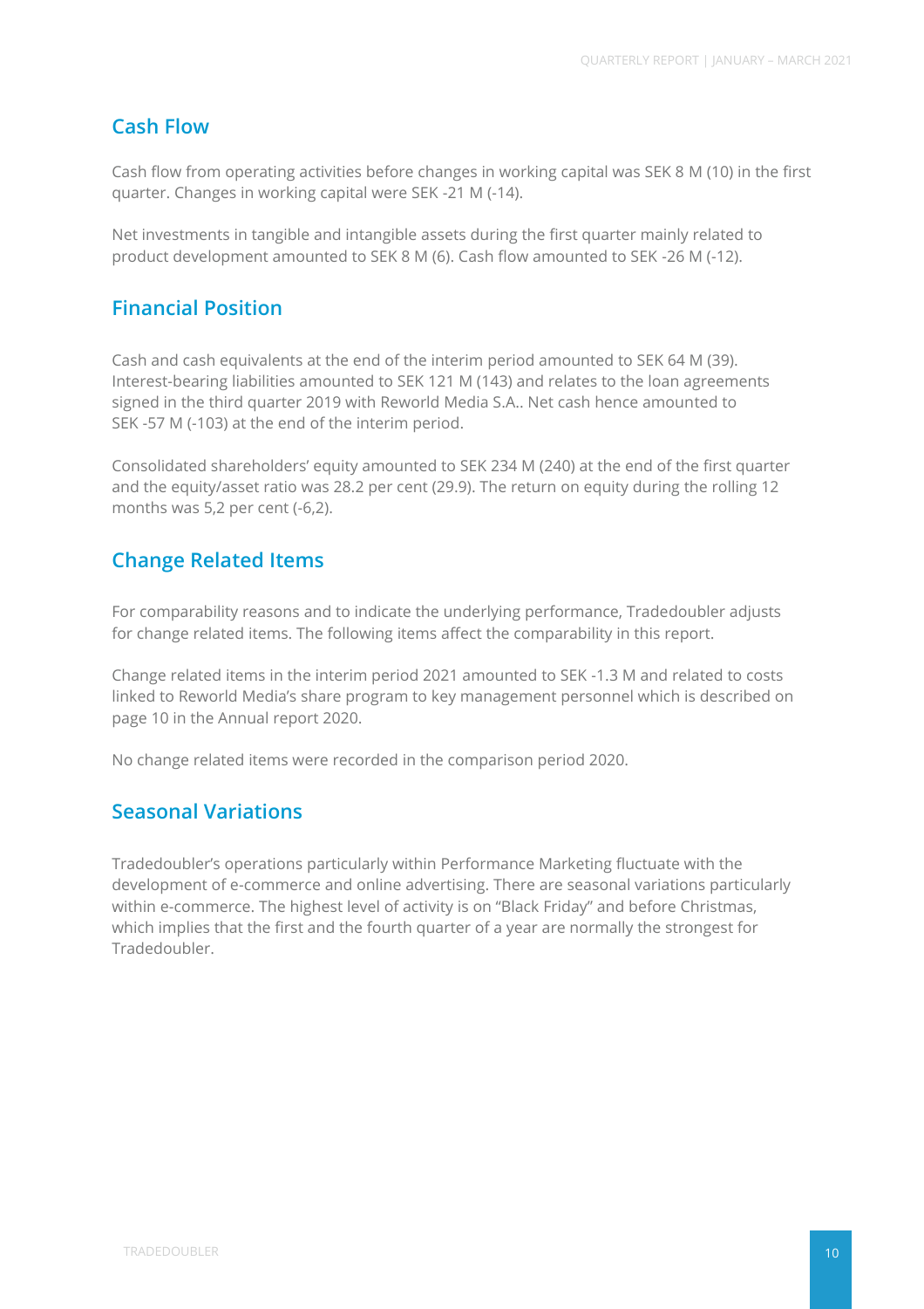## Cash Flow

Cash flow from operating activities before changes in working capital was SEK 8 M (10) in the first quarter. Changes in working capital were SEK -21 M (-14).

Net investments in tangible and intangible assets during the first quarter mainly related to product development amounted to SEK 8 M (6). Cash flow amounted to SEK -26 M (-12).

## Financial Position

Cash and cash equivalents at the end of the interim period amounted to SEK 64 M (39). Interest-bearing liabilities amounted to SEK 121 M (143) and relates to the loan agreements signed in the third quarter 2019 with Reworld Media S.A.. Net cash hence amounted to SEK -57 M (-103) at the end of the interim period.

Consolidated shareholders' equity amounted to SEK 234 M (240) at the end of the first quarter and the equity/asset ratio was 28.2 per cent (29.9). The return on equity during the rolling 12 months was 5,2 per cent (-6,2).

## Change Related Items

For comparability reasons and to indicate the underlying performance, Tradedoubler adjusts for change related items. The following items affect the comparability in this report.

Change related items in the interim period 2021 amounted to SEK -1.3 M and related to costs linked to Reworld Media's share program to key management personnel which is described on page 10 in the Annual report 2020.

No change related items were recorded in the comparison period 2020.

## Seasonal Variations

Tradedoubler's operations particularly within Performance Marketing fluctuate with the development of e-commerce and online advertising. There are seasonal variations particularly within e-commerce. The highest level of activity is on "Black Friday" and before Christmas, which implies that the first and the fourth quarter of a year are normally the strongest for Tradedoubler.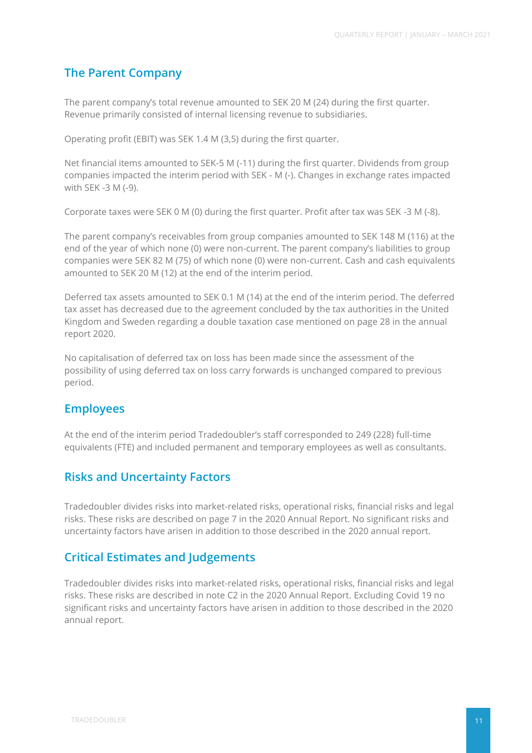## The Parent Company

The parent company's total revenue amounted to SEK 20 M (24) during the first quarter. Revenue primarily consisted of internal licensing revenue to subsidiaries.

Operating profit (EBIT) was SEK 1.4 M (3,5) during the first quarter.

Net financial items amounted to SEK-5 M (-11) during the first quarter. Dividends from group companies impacted the interim period with SEK - M (-). Changes in exchange rates impacted with SEK -3 M (-9).

Corporate taxes were SEK 0 M (0) during the first quarter. Profit after tax was SEK -3 M (-8).

The parent company's receivables from group companies amounted to SEK 148 M (116) at the end of the year of which none (0) were non-current. The parent company's liabilities to group companies were SEK 82 M (75) of which none (0) were non-current. Cash and cash equivalents amounted to SEK 20 M (12) at the end of the interim period.

Deferred tax assets amounted to SEK 0.1 M (14) at the end of the interim period. The deferred tax asset has decreased due to the agreement concluded by the tax authorities in the United Kingdom and Sweden regarding a double taxation case mentioned on page 28 in the annual report 2020.

No capitalisation of deferred tax on loss has been made since the assessment of the possibility of using deferred tax on loss carry forwards is unchanged compared to previous period.

## Employees

At the end of the interim period Tradedoubler's staff corresponded to 249 (228) full-time equivalents (FTE) and included permanent and temporary employees as well as consultants.

## Risks and Uncertainty Factors

Tradedoubler divides risks into market-related risks, operational risks, financial risks and legal risks. These risks are described on page 7 in the 2020 Annual Report. No significant risks and uncertainty factors have arisen in addition to those described in the 2020 annual report.

## Critical Estimates and Judgements

Tradedoubler divides risks into market-related risks, operational risks, financial risks and legal risks. These risks are described in note C2 in the 2020 Annual Report. Excluding Covid 19 no significant risks and uncertainty factors have arisen in addition to those described in the 2020 annual report.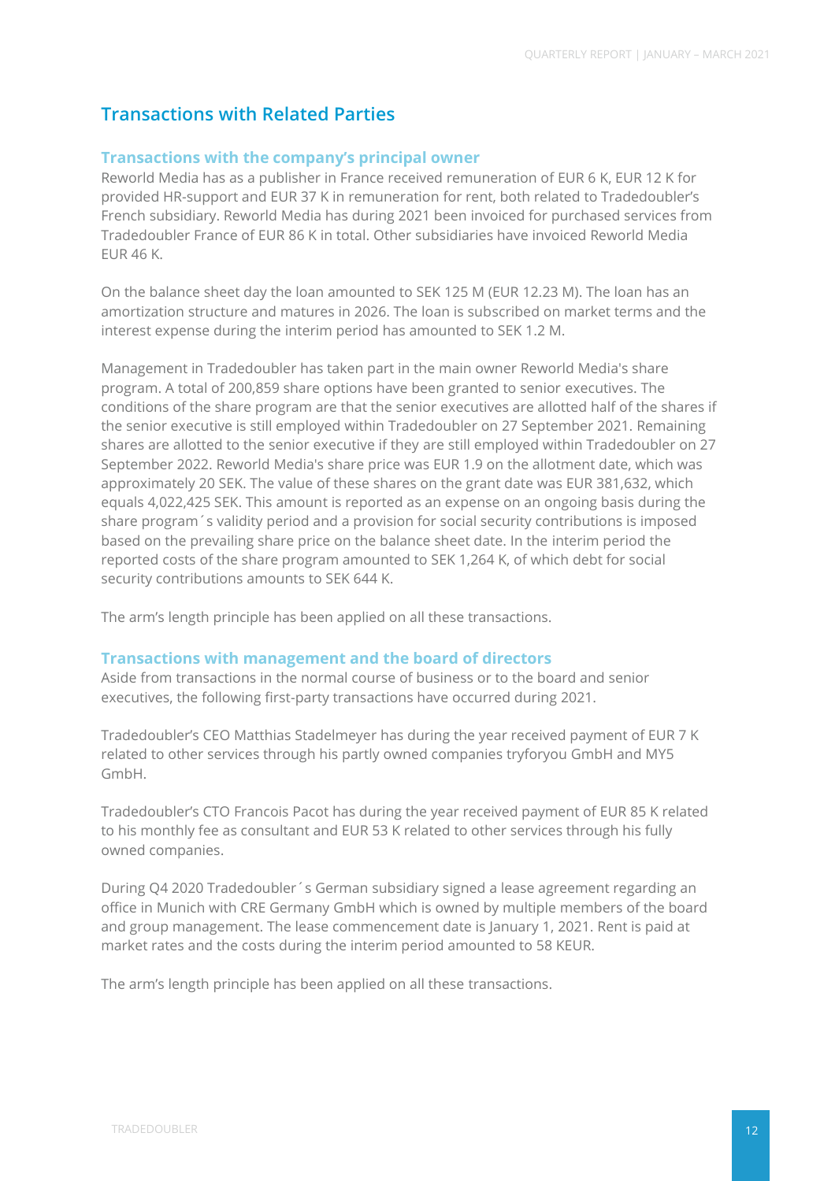## Transactions with Related Parties

### Transactions with the company's principal owner

Reworld Media has as a publisher in France received remuneration of EUR 6 K, EUR 12 K for provided HR-support and EUR 37 K in remuneration for rent, both related to Tradedoubler's French subsidiary. Reworld Media has during 2021 been invoiced for purchased services from Tradedoubler France of EUR 86 K in total. Other subsidiaries have invoiced Reworld Media EUR 46 K.

On the balance sheet day the loan amounted to SEK 125 M (EUR 12.23 M). The loan has an amortization structure and matures in 2026. The loan is subscribed on market terms and the interest expense during the interim period has amounted to SEK 1.2 M.

Management in Tradedoubler has taken part in the main owner Reworld Media's share program. A total of 200,859 share options have been granted to senior executives. The conditions of the share program are that the senior executives are allotted half of the shares if the senior executive is still employed within Tradedoubler on 27 September 2021. Remaining shares are allotted to the senior executive if they are still employed within Tradedoubler on 27 September 2022. Reworld Media's share price was EUR 1.9 on the allotment date, which was approximately 20 SEK. The value of these shares on the grant date was EUR 381,632, which equals 4,022,425 SEK. This amount is reported as an expense on an ongoing basis during the share program´s validity period and a provision for social security contributions is imposed based on the prevailing share price on the balance sheet date. In the interim period the reported costs of the share program amounted to SEK 1,264 K, of which debt for social security contributions amounts to SEK 644 K.

The arm's length principle has been applied on all these transactions.

### Transactions with management and the board of directors

Aside from transactions in the normal course of business or to the board and senior executives, the following first-party transactions have occurred during 2021.

Tradedoubler's CEO Matthias Stadelmeyer has during the year received payment of EUR 7 K related to other services through his partly owned companies tryforyou GmbH and MY5 GmbH.

Tradedoubler's CTO Francois Pacot has during the year received payment of EUR 85 K related to his monthly fee as consultant and EUR 53 K related to other services through his fully owned companies.

During Q4 2020 Tradedoubler´s German subsidiary signed a lease agreement regarding an office in Munich with CRE Germany GmbH which is owned by multiple members of the board and group management. The lease commencement date is January 1, 2021. Rent is paid at market rates and the costs during the interim period amounted to 58 KEUR.

The arm's length principle has been applied on all these transactions.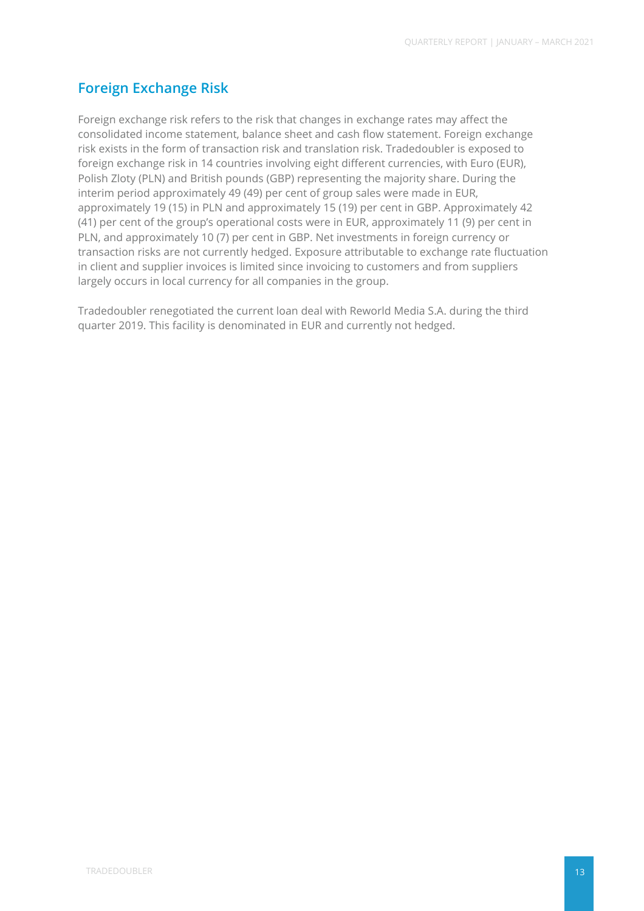## Foreign Exchange Risk

Foreign exchange risk refers to the risk that changes in exchange rates may affect the consolidated income statement, balance sheet and cash flow statement. Foreign exchange risk exists in the form of transaction risk and translation risk. Tradedoubler is exposed to foreign exchange risk in 14 countries involving eight different currencies, with Euro (EUR), Polish Zloty (PLN) and British pounds (GBP) representing the majority share. During the interim period approximately 49 (49) per cent of group sales were made in EUR, approximately 19 (15) in PLN and approximately 15 (19) per cent in GBP. Approximately 42 (41) per cent of the group's operational costs were in EUR, approximately 11 (9) per cent in PLN, and approximately 10 (7) per cent in GBP. Net investments in foreign currency or transaction risks are not currently hedged. Exposure attributable to exchange rate fluctuation in client and supplier invoices is limited since invoicing to customers and from suppliers largely occurs in local currency for all companies in the group.

Tradedoubler renegotiated the current loan deal with Reworld Media S.A. during the third quarter 2019. This facility is denominated in EUR and currently not hedged.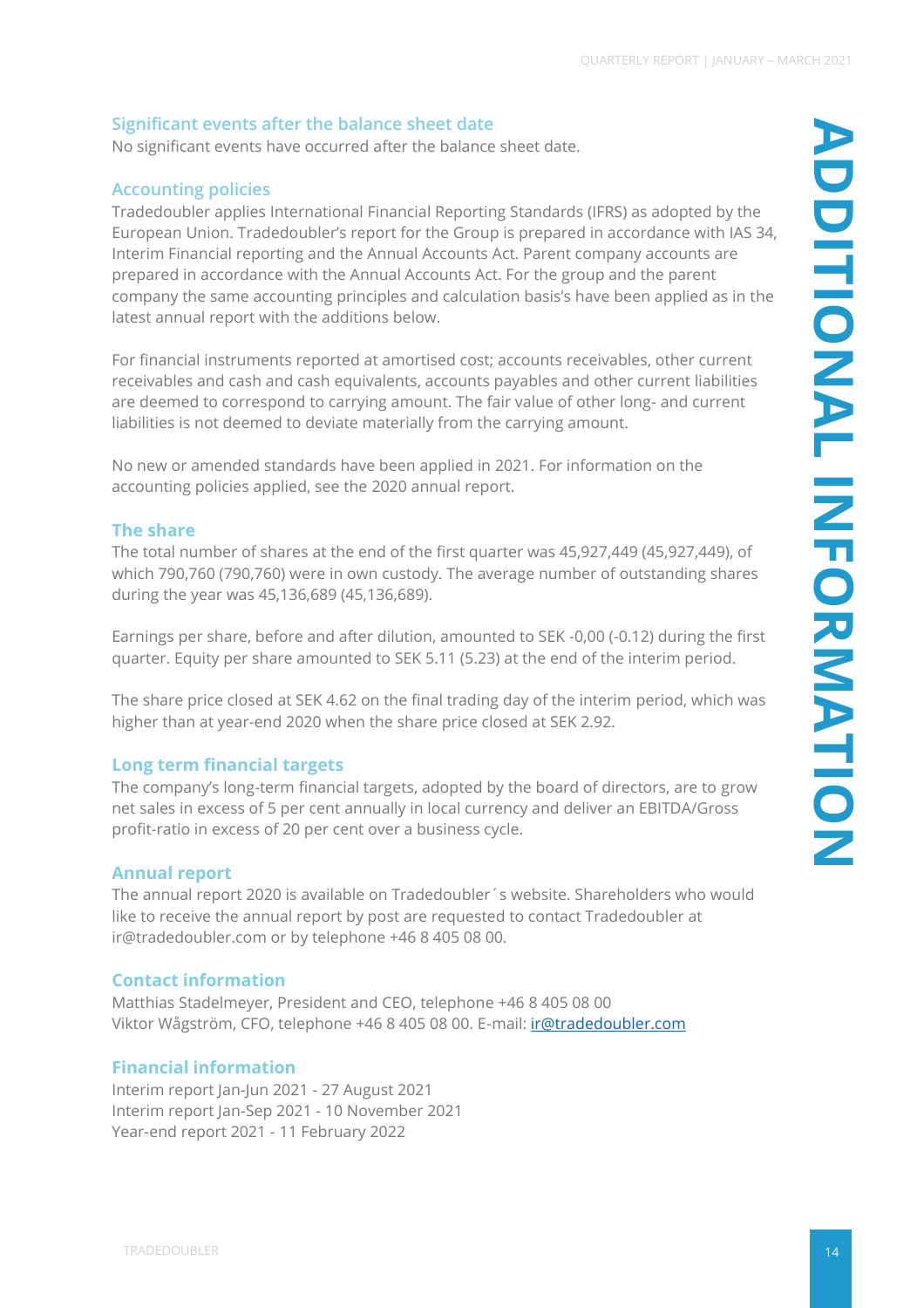# ADDITIONAL INFORMATION

## Significant events after the balance sheet date

No significant events have occurred after the balance sheet date.

## Accounting policies

Tradedoubler applies International Financial Reporting Standards (IFRS) as adopted by the European Union. Tradedoubler's report for the Group is prepared in accordance with IAS 34, Interim Financial reporting and the Annual Accounts Act. Parent company accounts are prepared in accordance with the Annual Accounts Act. For the group and the parent company the same accounting principles and calculation basis's have been applied as in the latest annual report with the additions below.

For financial instruments reported at amortised cost; accounts receivables, other current receivables and cash and cash equivalents, accounts payables and other current liabilities are deemed to correspond to carrying amount. The fair value of other long- and current liabilities is not deemed to deviate materially from the carrying amount.

No new or amended standards have been applied in 2021. For information on the accounting policies applied, see the 2020 annual report.

## The share

The total number of shares at the end of the first quarter was 45,927,449 (45,927,449), of which 790,760 (790,760) were in own custody. The average number of outstanding shares during the year was 45,136,689 (45,136,689).

Earnings per share, before and after dilution, amounted to SEK -0,00 (-0.12) during the first quarter. Equity per share amounted to SEK 5.11 (5.23) at the end of the interim period.

The share price closed at SEK 4.62 on the final trading day of the interim period, which was higher than at year-end 2020 when the share price closed at SEK 2.92.

## Long term financial targets

The company's long-term financial targets, adopted by the board of directors, are to grow net sales in excess of 5 per cent annually in local currency and deliver an EBITDA/Gross profit-ratio in excess of 20 per cent over a business cycle.

## Annual report

The annual report 2020 is available on Tradedoubler´s website. Shareholders who would like to receive the annual report by post are requested to contact Tradedoubler at ir@tradedoubler.com or by telephone +46 8 405 08 00.

## Contact information

Matthias Stadelmeyer, President and CEO, telephone +46 8 405 08 00
Viktor Wågström, CFO, telephone +46 8 405 08 00. E-mail: ir@tradedoubler.com

## Financial information

Interim report Jan-Jun 2021 - 27 August 2021
Interim report Jan-Sep 2021 - 10 November 2021
Year-end report 2021 - 11 February 2022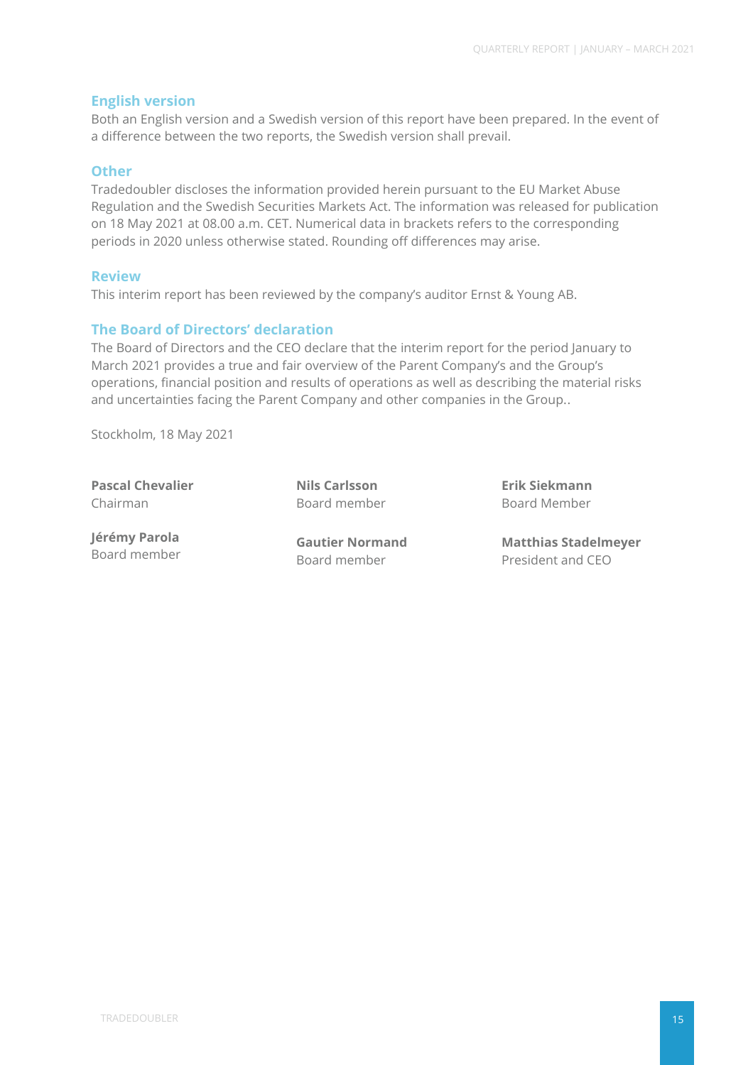## English version

Both an English version and a Swedish version of this report have been prepared. In the event of a difference between the two reports, the Swedish version shall prevail.

## Other

Tradedoubler discloses the information provided herein pursuant to the EU Market Abuse Regulation and the Swedish Securities Markets Act. The information was released for publication on 18 May 2021 at 08.00 a.m. CET. Numerical data in brackets refers to the corresponding periods in 2020 unless otherwise stated. Rounding off differences may arise.

## Review

This interim report has been reviewed by the company's auditor Ernst & Young AB.

## The Board of Directors' declaration

The Board of Directors and the CEO declare that the interim report for the period January to March 2021 provides a true and fair overview of the Parent Company's and the Group's operations, financial position and results of operations as well as describing the material risks and uncertainties facing the Parent Company and other companies in the Group..

Stockholm, 18 May 2021

**Pascal Chevalier**
Chairman

**Nils Carlsson**
Board member

**Erik Siekmann**
Board Member

**Jérémy Parola**
Board member

**Gautier Normand**
Board member

**Matthias Stadelmeyer**
President and CEO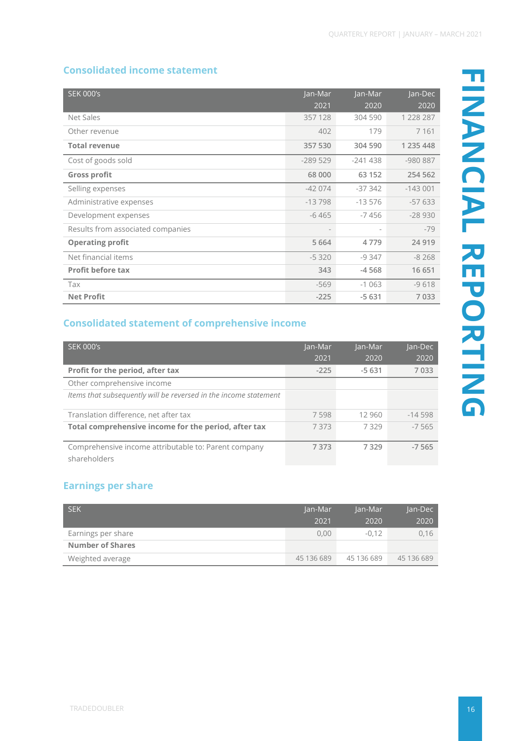## Consolidated income statement

| SEK 000's | Jan-Mar 2021 | Jan-Mar 2020 | Jan-Dec 2020 |
|---|---|---|---|
| Net Sales | 357 128 | 304 590 | 1 228 287 |
| Other revenue | 402 | 179 | 7 161 |
| **Total revenue** | **357 530** | **304 590** | **1 235 448** |
| Cost of goods sold | -289 529 | -241 438 | -980 887 |
| **Gross profit** | **68 000** | **63 152** | **254 562** |
| Selling expenses | -42 074 | -37 342 | -143 001 |
| Administrative expenses | -13 798 | -13 576 | -57 633 |
| Development expenses | -6 465 | -7 456 | -28 930 |
| Results from associated companies | - | - | -79 |
| **Operating profit** | **5 664** | **4 779** | **24 919** |
| Net financial items | -5 320 | -9 347 | -8 268 |
| **Profit before tax** | **343** | **-4 568** | **16 651** |
| Tax | -569 | -1 063 | -9 618 |
| **Net Profit** | **-225** | **-5 631** | **7 033** |

## Consolidated statement of comprehensive income

| SEK 000's | Jan-Mar 2021 | Jan-Mar 2020 | Jan-Dec 2020 |
|---|---|---|---|
| **Profit for the period, after tax** | **-225** | **-5 631** | **7 033** |
| Other comprehensive income | | | |
| *Items that subsequently will be reversed in the income statement* | | | |
| Translation difference, net after tax | 7 598 | 12 960 | -14 598 |
| **Total comprehensive income for the period, after tax** | 7 373 | 7 329 | -7 565 |
| Comprehensive income attributable to: Parent company shareholders | **7 373** | **7 329** | **-7 565** |

## Earnings per share

| SEK | Jan-Mar 2021 | Jan-Mar 2020 | Jan-Dec 2020 |
|---|---|---|---|
| Earnings per share | 0,00 | -0,12 | 0,16 |
| **Number of Shares** | | | |
| Weighted average | 45 136 689 | 45 136 689 | 45 136 689 |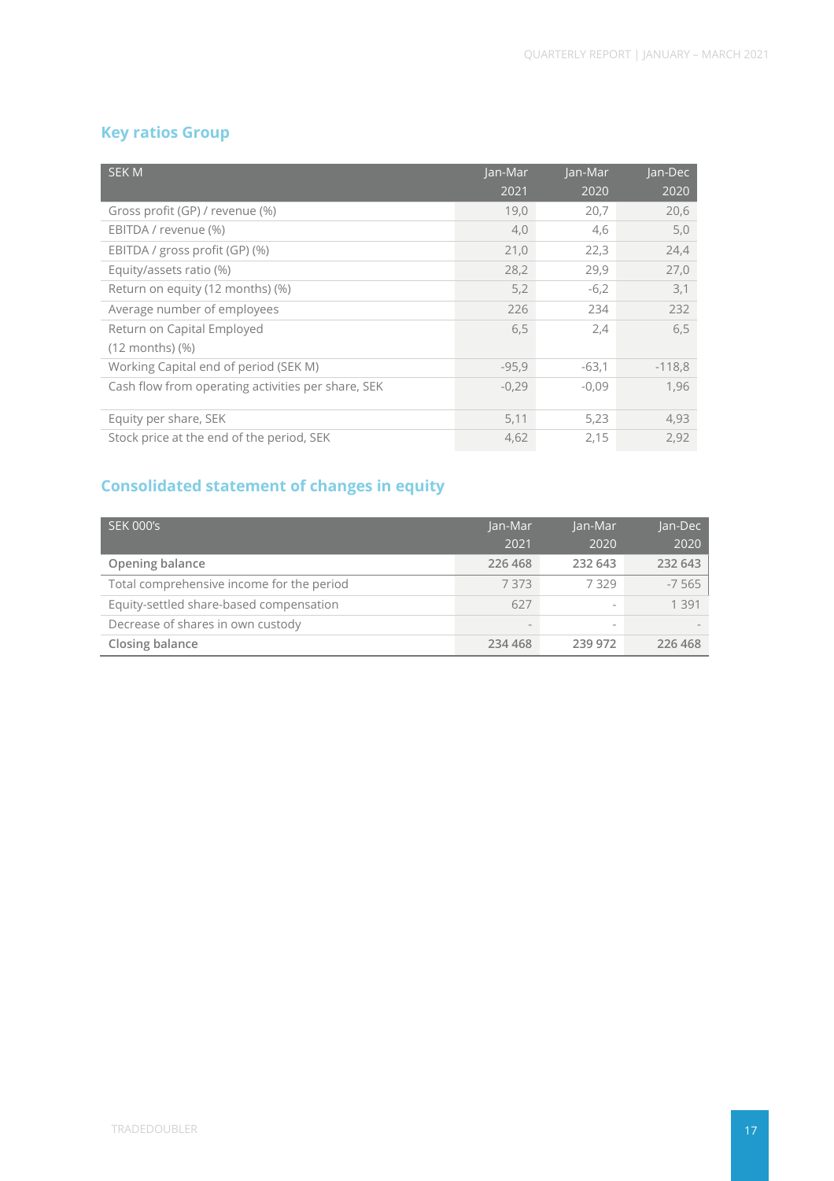## Key ratios Group

| SEK M | Jan-Mar 2021 | Jan-Mar 2020 | Jan-Dec 2020 |
|---|---|---|---|
| Gross profit (GP) / revenue (%) | 19,0 | 20,7 | 20,6 |
| EBITDA / revenue (%) | 4,0 | 4,6 | 5,0 |
| EBITDA / gross profit (GP) (%) | 21,0 | 22,3 | 24,4 |
| Equity/assets ratio (%) | 28,2 | 29,9 | 27,0 |
| Return on equity (12 months) (%) | 5,2 | -6,2 | 3,1 |
| Average number of employees | 226 | 234 | 232 |
| Return on Capital Employed (12 months) (%) | 6,5 | 2,4 | 6,5 |
| Working Capital end of period (SEK M) | -95,9 | -63,1 | -118,8 |
| Cash flow from operating activities per share, SEK | -0,29 | -0,09 | 1,96 |
| Equity per share, SEK | 5,11 | 5,23 | 4,93 |
| Stock price at the end of the period, SEK | 4,62 | 2,15 | 2,92 |

## Consolidated statement of changes in equity

| SEK 000's | Jan-Mar 2021 | Jan-Mar 2020 | Jan-Dec 2020 |
|---|---|---|---|
| **Opening balance** | **226 468** | **232 643** | **232 643** |
| Total comprehensive income for the period | 7 373 | 7 329 | -7 565 |
| Equity-settled share-based compensation | 627 | - | 1 391 |
| Decrease of shares in own custody | - | - | - |
| **Closing balance** | **234 468** | **239 972** | **226 468** |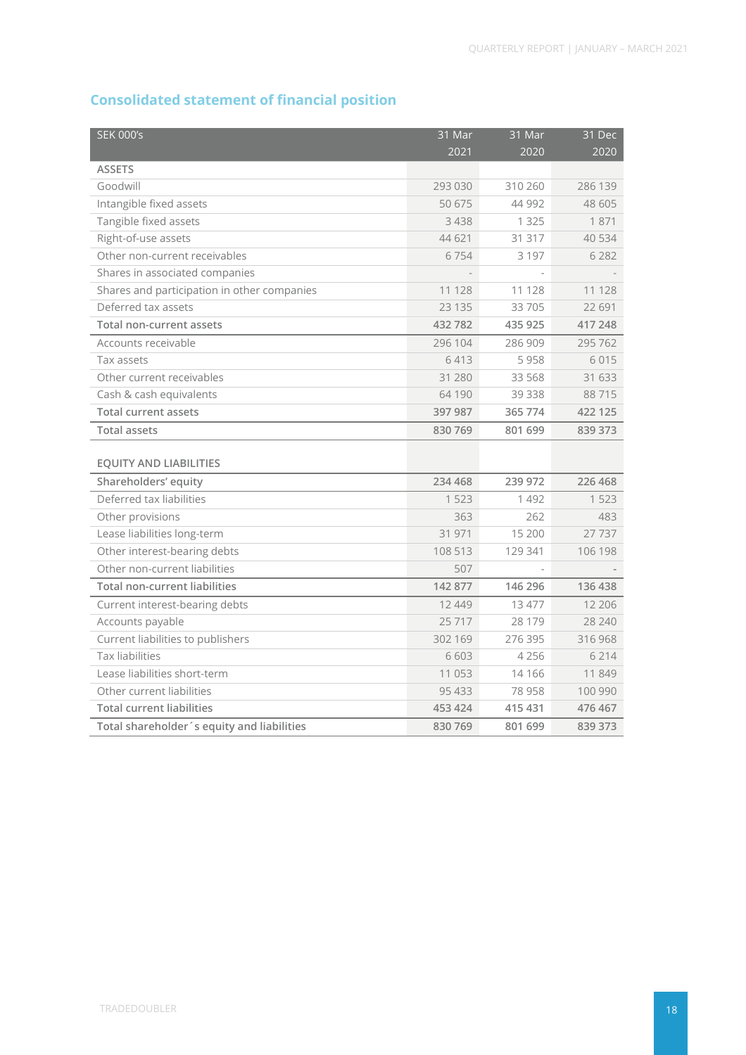## Consolidated statement of financial position

| SEK 000's | 31 Mar 2021 | 31 Mar 2020 | 31 Dec 2020 |
|---|---|---|---|
| ASSETS | | | |
| Goodwill | 293 030 | 310 260 | 286 139 |
| Intangible fixed assets | 50 675 | 44 992 | 48 605 |
| Tangible fixed assets | 3 438 | 1 325 | 1 871 |
| Right-of-use assets | 44 621 | 31 317 | 40 534 |
| Other non-current receivables | 6 754 | 3 197 | 6 282 |
| Shares in associated companies | - | - | - |
| Shares and participation in other companies | 11 128 | 11 128 | 11 128 |
| Deferred tax assets | 23 135 | 33 705 | 22 691 |
| **Total non-current assets** | **432 782** | **435 925** | **417 248** |
| Accounts receivable | 296 104 | 286 909 | 295 762 |
| Tax assets | 6 413 | 5 958 | 6 015 |
| Other current receivables | 31 280 | 33 568 | 31 633 |
| Cash & cash equivalents | 64 190 | 39 338 | 88 715 |
| **Total current assets** | **397 987** | **365 774** | **422 125** |
| **Total assets** | **830 769** | **801 699** | **839 373** |
| | | | |
| EQUITY AND LIABILITIES | | | |
| **Shareholders' equity** | **234 468** | **239 972** | **226 468** |
| Deferred tax liabilities | 1 523 | 1 492 | 1 523 |
| Other provisions | 363 | 262 | 483 |
| Lease liabilities long-term | 31 971 | 15 200 | 27 737 |
| Other interest-bearing debts | 108 513 | 129 341 | 106 198 |
| Other non-current liabilities | 507 | - | - |
| **Total non-current liabilities** | **142 877** | **146 296** | **136 438** |
| Current interest-bearing debts | 12 449 | 13 477 | 12 206 |
| Accounts payable | 25 717 | 28 179 | 28 240 |
| Current liabilities to publishers | 302 169 | 276 395 | 316 968 |
| Tax liabilities | 6 603 | 4 256 | 6 214 |
| Lease liabilities short-term | 11 053 | 14 166 | 11 849 |
| Other current liabilities | 95 433 | 78 958 | 100 990 |
| **Total current liabilities** | **453 424** | **415 431** | **476 467** |
| **Total shareholder´s equity and liabilities** | **830 769** | **801 699** | **839 373** |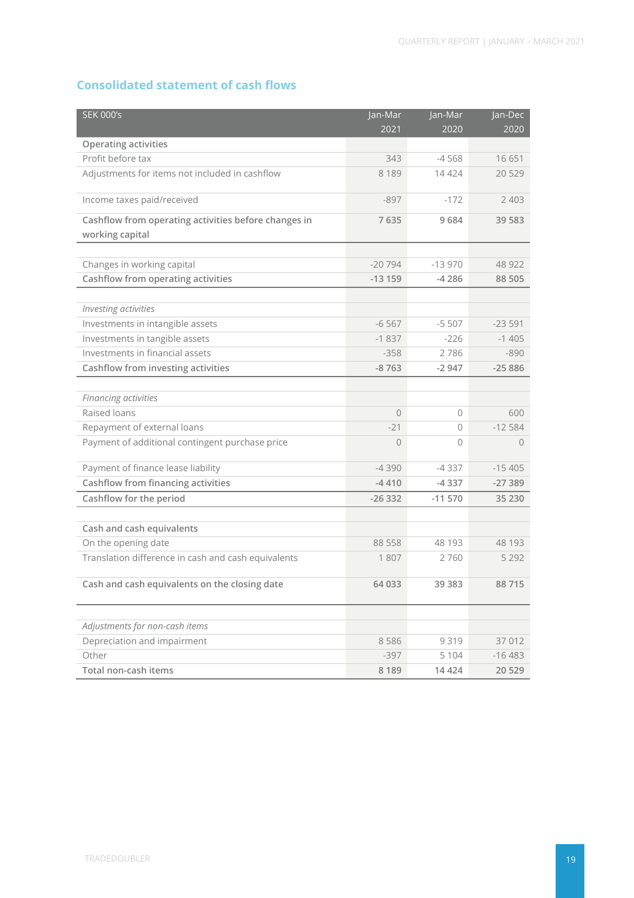## Consolidated statement of cash flows

| SEK 000's | Jan-Mar 2021 | Jan-Mar 2020 | Jan-Dec 2020 |
|---|---|---|---|
| **Operating activities** | | | |
| Profit before tax | 343 | -4 568 | 16 651 |
| Adjustments for items not included in cashflow | 8 189 | 14 424 | 20 529 |
| Income taxes paid/received | -897 | -172 | 2 403 |
| **Cashflow from operating activities before changes in working capital** | **7 635** | **9 684** | **39 583** |
| | | | |
| Changes in working capital | -20 794 | -13 970 | 48 922 |
| **Cashflow from operating activities** | **-13 159** | **-4 286** | **88 505** |
| | | | |
| *Investing activities* | | | |
| Investments in intangible assets | -6 567 | -5 507 | -23 591 |
| Investments in tangible assets | -1 837 | -226 | -1 405 |
| Investments in financial assets | -358 | 2 786 | -890 |
| **Cashflow from investing activities** | **-8 763** | **-2 947** | **-25 886** |
| | | | |
| *Financing activities* | | | |
| Raised loans | 0 | 0 | 600 |
| Repayment of external loans | -21 | 0 | -12 584 |
| Payment of additional contingent purchase price | 0 | 0 | 0 |
| Payment of finance lease liability | -4 390 | -4 337 | -15 405 |
| **Cashflow from financing activities** | **-4 410** | **-4 337** | **-27 389** |
| **Cashflow for the period** | **-26 332** | **-11 570** | **35 230** |
| | | | |
| **Cash and cash equivalents** | | | |
| On the opening date | 88 558 | 48 193 | 48 193 |
| Translation difference in cash and cash equivalents | 1 807 | 2 760 | 5 292 |
| **Cash and cash equivalents on the closing date** | **64 033** | **39 383** | **88 715** |
| | | | |
| *Adjustments for non-cash items* | | | |
| Depreciation and impairment | 8 586 | 9 319 | 37 012 |
| Other | -397 | 5 104 | -16 483 |
| **Total non-cash items** | **8 189** | **14 424** | **20 529** |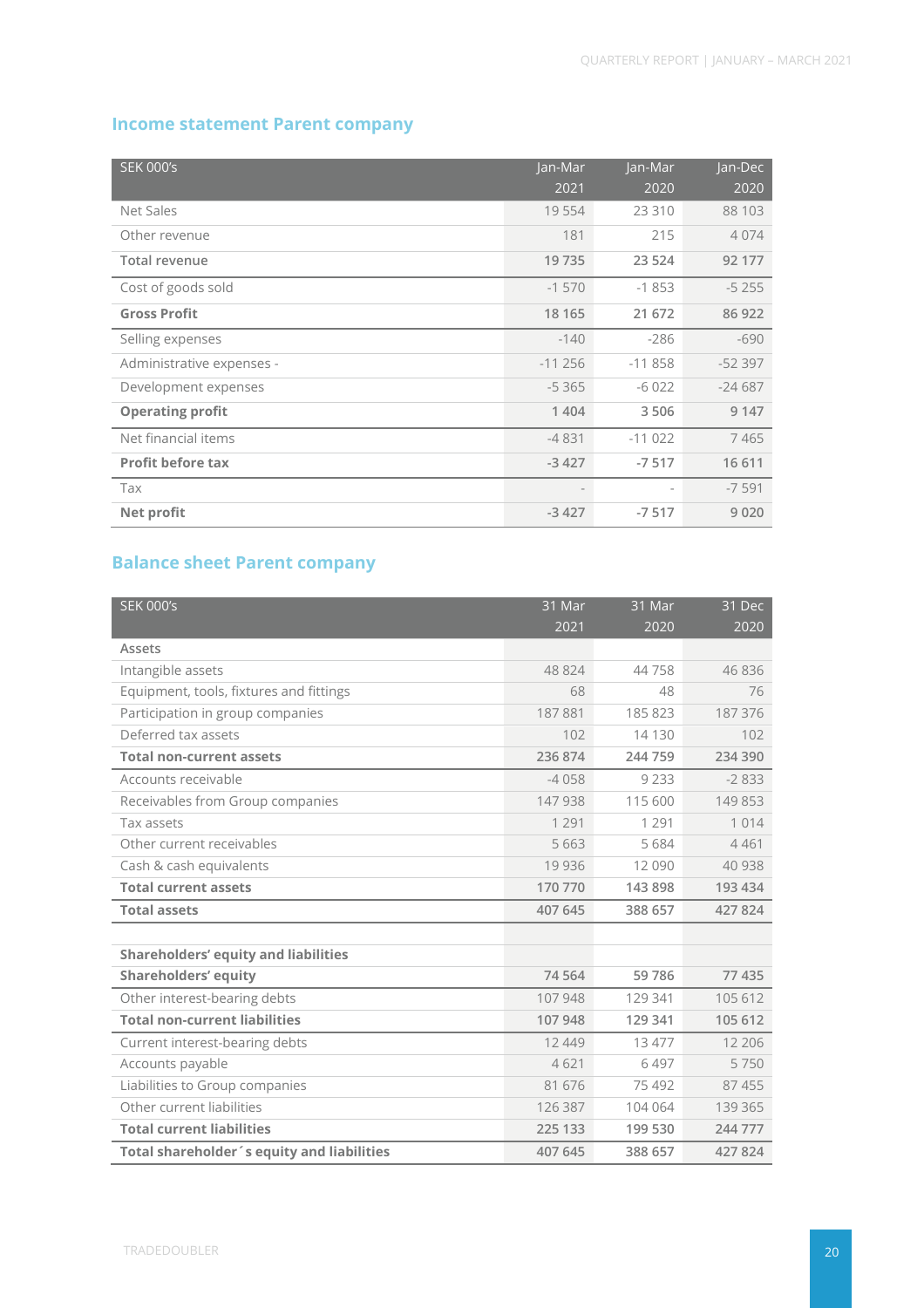## Income statement Parent company

| SEK 000's | Jan-Mar 2021 | Jan-Mar 2020 | Jan-Dec 2020 |
|---|---|---|---|
| Net Sales | 19 554 | 23 310 | 88 103 |
| Other revenue | 181 | 215 | 4 074 |
| **Total revenue** | **19 735** | **23 524** | **92 177** |
| Cost of goods sold | -1 570 | -1 853 | -5 255 |
| **Gross Profit** | **18 165** | **21 672** | **86 922** |
| Selling expenses | -140 | -286 | -690 |
| Administrative expenses - | -11 256 | -11 858 | -52 397 |
| Development expenses | -5 365 | -6 022 | -24 687 |
| **Operating profit** | **1 404** | **3 506** | **9 147** |
| Net financial items | -4 831 | -11 022 | 7 465 |
| **Profit before tax** | **-3 427** | **-7 517** | **16 611** |
| Tax | - | - | -7 591 |
| **Net profit** | **-3 427** | **-7 517** | **9 020** |

## Balance sheet Parent company

| SEK 000's | 31 Mar 2021 | 31 Mar 2020 | 31 Dec 2020 |
|---|---|---|---|
| **Assets** | | | |
| Intangible assets | 48 824 | 44 758 | 46 836 |
| Equipment, tools, fixtures and fittings | 68 | 48 | 76 |
| Participation in group companies | 187 881 | 185 823 | 187 376 |
| Deferred tax assets | 102 | 14 130 | 102 |
| **Total non-current assets** | **236 874** | **244 759** | **234 390** |
| Accounts receivable | -4 058 | 9 233 | -2 833 |
| Receivables from Group companies | 147 938 | 115 600 | 149 853 |
| Tax assets | 1 291 | 1 291 | 1 014 |
| Other current receivables | 5 663 | 5 684 | 4 461 |
| Cash & cash equivalents | 19 936 | 12 090 | 40 938 |
| **Total current assets** | **170 770** | **143 898** | **193 434** |
| **Total assets** | **407 645** | **388 657** | **427 824** |
| | | | |
| **Shareholders' equity and liabilities** | | | |
| **Shareholders' equity** | **74 564** | **59 786** | **77 435** |
| Other interest-bearing debts | 107 948 | 129 341 | 105 612 |
| **Total non-current liabilities** | **107 948** | **129 341** | **105 612** |
| Current interest-bearing debts | 12 449 | 13 477 | 12 206 |
| Accounts payable | 4 621 | 6 497 | 5 750 |
| Liabilities to Group companies | 81 676 | 75 492 | 87 455 |
| Other current liabilities | 126 387 | 104 064 | 139 365 |
| **Total current liabilities** | **225 133** | **199 530** | **244 777** |
| **Total shareholder´s equity and liabilities** | **407 645** | **388 657** | **427 824** |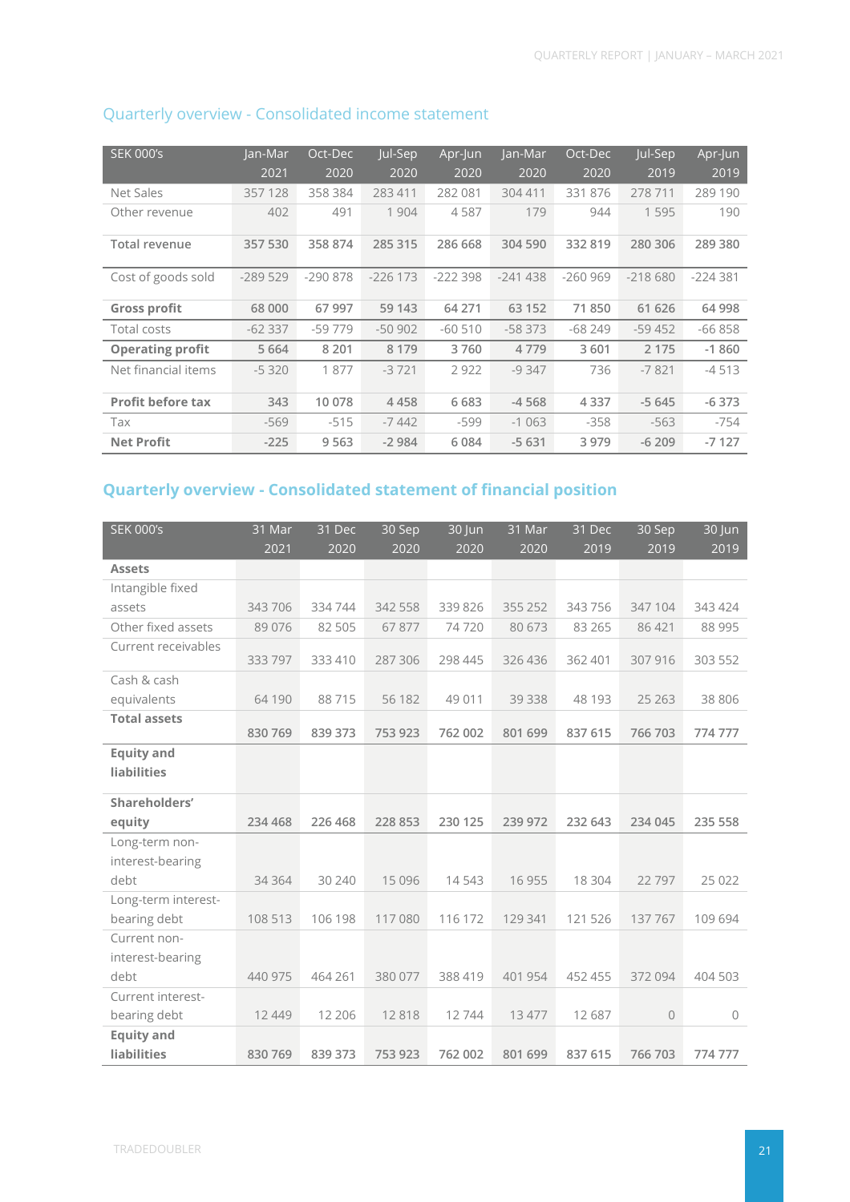## Quarterly overview - Consolidated income statement

| SEK 000's | Jan-Mar 2021 | Oct-Dec 2020 | Jul-Sep 2020 | Apr-Jun 2020 | Jan-Mar 2020 | Oct-Dec 2019 | Jul-Sep 2019 | Apr-Jun 2019 |
|---|---|---|---|---|---|---|---|---|
| Net Sales | 357 128 | 358 384 | 283 411 | 282 081 | 304 411 | 331 876 | 278 711 | 289 190 |
| Other revenue | 402 | 491 | 1 904 | 4 587 | 179 | 944 | 1 595 | 190 |
| **Total revenue** | **357 530** | **358 874** | **285 315** | **286 668** | **304 590** | **332 819** | **280 306** | **289 380** |
| Cost of goods sold | -289 529 | -290 878 | -226 173 | -222 398 | -241 438 | -260 969 | -218 680 | -224 381 |
| **Gross profit** | **68 000** | **67 997** | **59 143** | **64 271** | **63 152** | **71 850** | **61 626** | **64 998** |
| Total costs | -62 337 | -59 779 | -50 902 | -60 510 | -58 373 | -68 249 | -59 452 | -66 858 |
| **Operating profit** | **5 664** | **8 201** | **8 179** | **3 760** | **4 779** | **3 601** | **2 175** | **-1 860** |
| Net financial items | -5 320 | 1 877 | -3 721 | 2 922 | -9 347 | 736 | -7 821 | -4 513 |
| **Profit before tax** | **343** | **10 078** | **4 458** | **6 683** | **-4 568** | **4 337** | **-5 645** | **-6 373** |
| Tax | -569 | -515 | -7 442 | -599 | -1 063 | -358 | -563 | -754 |
| **Net Profit** | **-225** | **9 563** | **-2 984** | **6 084** | **-5 631** | **3 979** | **-6 209** | **-7 127** |

## Quarterly overview - Consolidated statement of financial position

| SEK 000's | 31 Mar 2021 | 31 Dec 2020 | 30 Sep 2020 | 30 Jun 2020 | 31 Mar 2020 | 31 Dec 2019 | 30 Sep 2019 | 30 Jun 2019 |
|---|---|---|---|---|---|---|---|---|
| **Assets** | | | | | | | | |
| Intangible fixed assets | 343 706 | 334 744 | 342 558 | 339 826 | 355 252 | 343 756 | 347 104 | 343 424 |
| Other fixed assets | 89 076 | 82 505 | 67 877 | 74 720 | 80 673 | 83 265 | 86 421 | 88 995 |
| Current receivables | 333 797 | 333 410 | 287 306 | 298 445 | 326 436 | 362 401 | 307 916 | 303 552 |
| Cash & cash equivalents | 64 190 | 88 715 | 56 182 | 49 011 | 39 338 | 48 193 | 25 263 | 38 806 |
| **Total assets** | **830 769** | **839 373** | **753 923** | **762 002** | **801 699** | **837 615** | **766 703** | **774 777** |
| **Equity and liabilities** | | | | | | | | |
| **Shareholders' equity** | **234 468** | **226 468** | **228 853** | **230 125** | **239 972** | **232 643** | **234 045** | **235 558** |
| Long-term non-interest-bearing debt | 34 364 | 30 240 | 15 096 | 14 543 | 16 955 | 18 304 | 22 797 | 25 022 |
| Long-term interest-bearing debt | 108 513 | 106 198 | 117 080 | 116 172 | 129 341 | 121 526 | 137 767 | 109 694 |
| Current non-interest-bearing debt | 440 975 | 464 261 | 380 077 | 388 419 | 401 954 | 452 455 | 372 094 | 404 503 |
| Current interest-bearing debt | 12 449 | 12 206 | 12 818 | 12 744 | 13 477 | 12 687 | 0 | 0 |
| **Equity and liabilities** | **830 769** | **839 373** | **753 923** | **762 002** | **801 699** | **837 615** | **766 703** | **774 777** |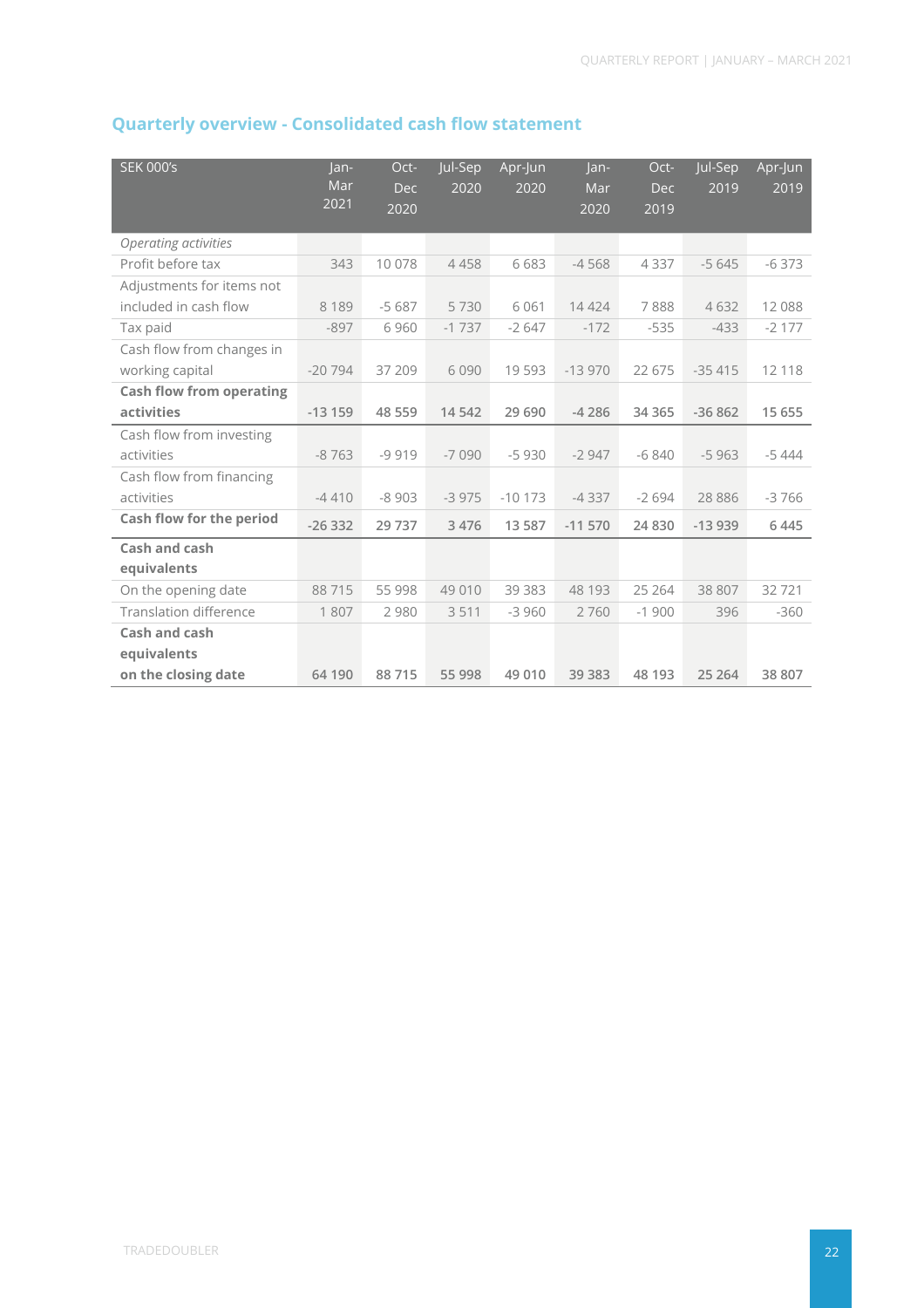## Quarterly overview - Consolidated cash flow statement

| SEK 000's | Jan-Mar 2021 | Oct-Dec 2020 | Jul-Sep 2020 | Apr-Jun 2020 | Jan-Mar 2020 | Oct-Dec 2019 | Jul-Sep 2019 | Apr-Jun 2019 |
|---|---|---|---|---|---|---|---|---|
| *Operating activities* | | | | | | | | |
| Profit before tax | 343 | 10 078 | 4 458 | 6 683 | -4 568 | 4 337 | -5 645 | -6 373 |
| Adjustments for items not included in cash flow | 8 189 | -5 687 | 5 730 | 6 061 | 14 424 | 7 888 | 4 632 | 12 088 |
| Tax paid | -897 | 6 960 | -1 737 | -2 647 | -172 | -535 | -433 | -2 177 |
| Cash flow from changes in working capital | -20 794 | 37 209 | 6 090 | 19 593 | -13 970 | 22 675 | -35 415 | 12 118 |
| **Cash flow from operating activities** | **-13 159** | **48 559** | **14 542** | **29 690** | **-4 286** | **34 365** | **-36 862** | **15 655** |
| Cash flow from investing activities | -8 763 | -9 919 | -7 090 | -5 930 | -2 947 | -6 840 | -5 963 | -5 444 |
| Cash flow from financing activities | -4 410 | -8 903 | -3 975 | -10 173 | -4 337 | -2 694 | 28 886 | -3 766 |
| **Cash flow for the period** | **-26 332** | **29 737** | **3 476** | **13 587** | **-11 570** | **24 830** | **-13 939** | **6 445** |
| **Cash and cash equivalents** | | | | | | | | |
| On the opening date | 88 715 | 55 998 | 49 010 | 39 383 | 48 193 | 25 264 | 38 807 | 32 721 |
| Translation difference | 1 807 | 2 980 | 3 511 | -3 960 | 2 760 | -1 900 | 396 | -360 |
| **Cash and cash equivalents on the closing date** | **64 190** | **88 715** | **55 998** | **49 010** | **39 383** | **48 193** | **25 264** | **38 807** |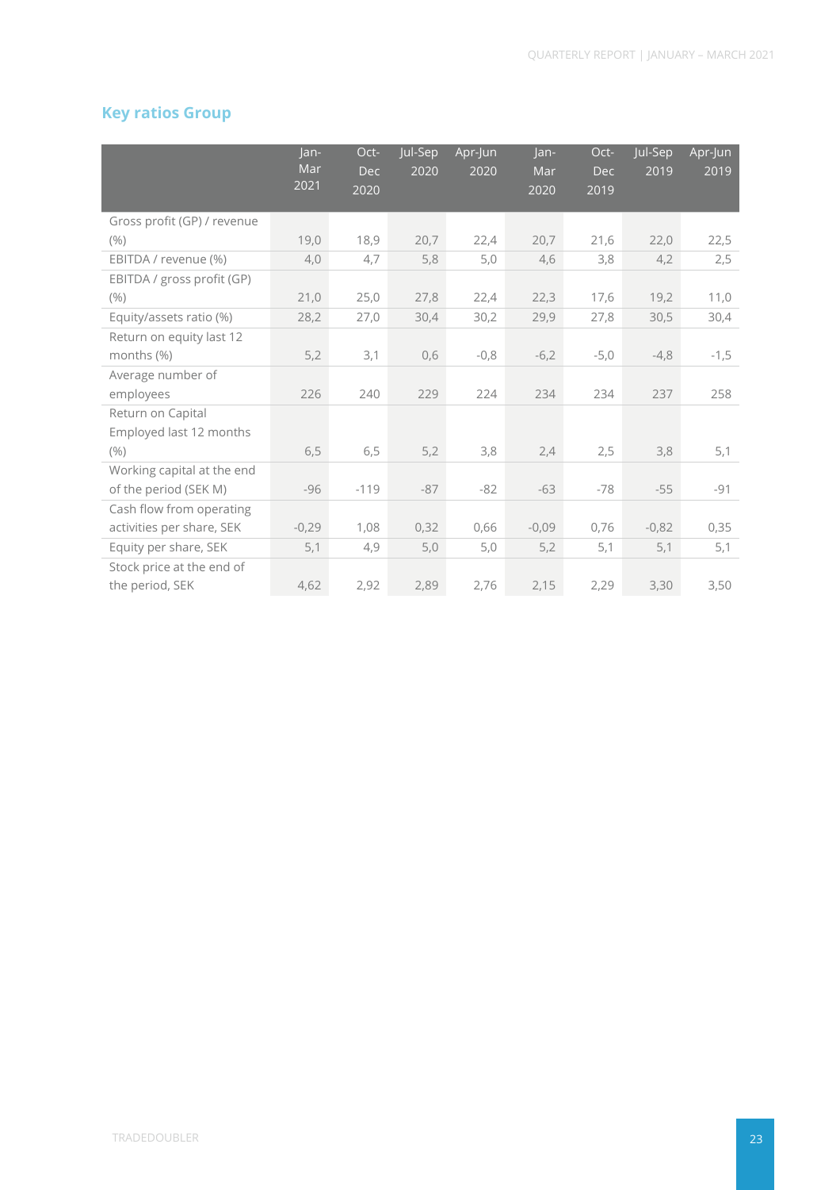## Key ratios Group

| | Jan-Mar 2021 | Oct-Dec 2020 | Jul-Sep 2020 | Apr-Jun 2020 | Jan-Mar 2020 | Oct-Dec 2019 | Jul-Sep 2019 | Apr-Jun 2019 |
|---|---|---|---|---|---|---|---|---|
| Gross profit (GP) / revenue (%) | 19,0 | 18,9 | 20,7 | 22,4 | 20,7 | 21,6 | 22,0 | 22,5 |
| EBITDA / revenue (%) | 4,0 | 4,7 | 5,8 | 5,0 | 4,6 | 3,8 | 4,2 | 2,5 |
| EBITDA / gross profit (GP) (%) | 21,0 | 25,0 | 27,8 | 22,4 | 22,3 | 17,6 | 19,2 | 11,0 |
| Equity/assets ratio (%) | 28,2 | 27,0 | 30,4 | 30,2 | 29,9 | 27,8 | 30,5 | 30,4 |
| Return on equity last 12 months (%) | 5,2 | 3,1 | 0,6 | -0,8 | -6,2 | -5,0 | -4,8 | -1,5 |
| Average number of employees | 226 | 240 | 229 | 224 | 234 | 234 | 237 | 258 |
| Return on Capital Employed last 12 months (%) | 6,5 | 6,5 | 5,2 | 3,8 | 2,4 | 2,5 | 3,8 | 5,1 |
| Working capital at the end of the period (SEK M) | -96 | -119 | -87 | -82 | -63 | -78 | -55 | -91 |
| Cash flow from operating activities per share, SEK | -0,29 | 1,08 | 0,32 | 0,66 | -0,09 | 0,76 | -0,82 | 0,35 |
| Equity per share, SEK | 5,1 | 4,9 | 5,0 | 5,0 | 5,2 | 5,1 | 5,1 | 5,1 |
| Stock price at the end of the period, SEK | 4,62 | 2,92 | 2,89 | 2,76 | 2,15 | 2,29 | 3,30 | 3,50 |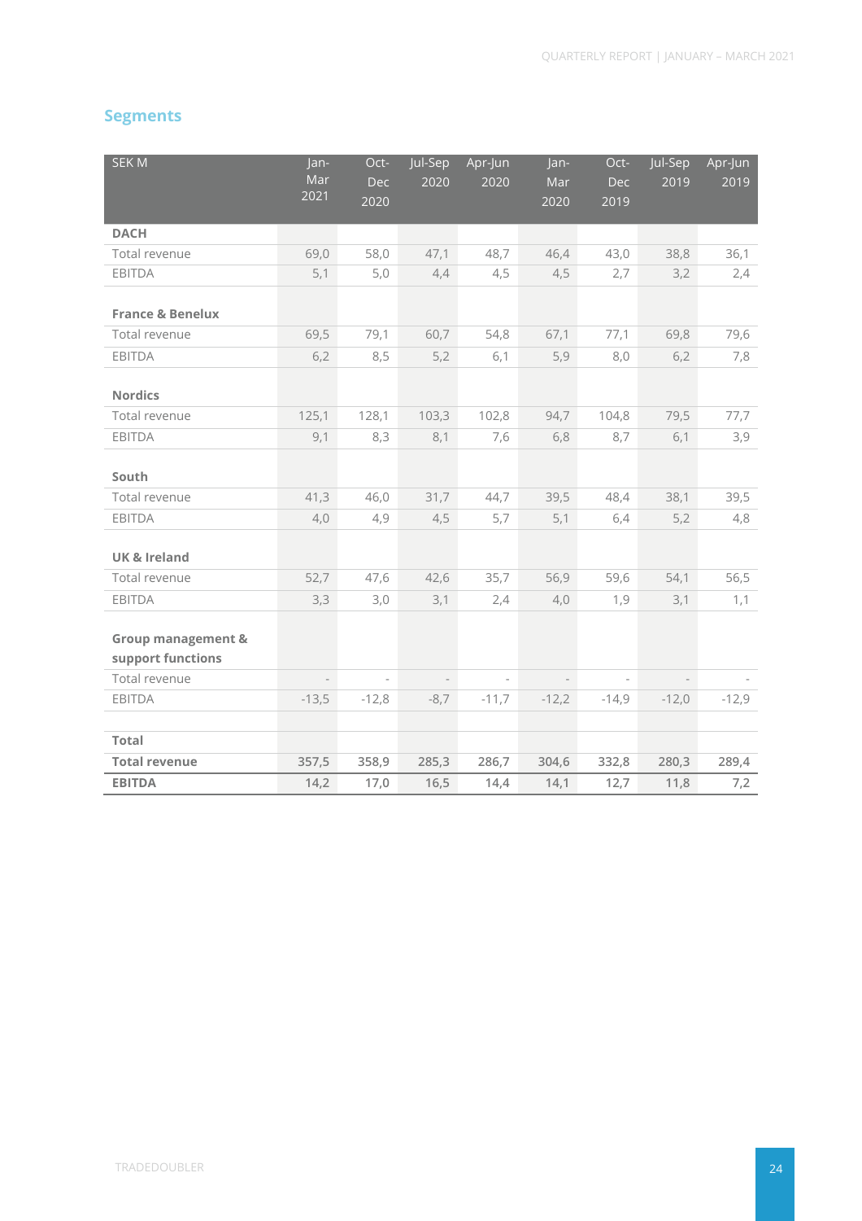## Segments

| SEK M | Jan-Mar 2021 | Oct-Dec 2020 | Jul-Sep 2020 | Apr-Jun 2020 | Jan-Mar 2020 | Oct-Dec 2019 | Jul-Sep 2019 | Apr-Jun 2019 |
|---|---|---|---|---|---|---|---|---|
| **DACH** | | | | | | | | |
| Total revenue | 69,0 | 58,0 | 47,1 | 48,7 | 46,4 | 43,0 | 38,8 | 36,1 |
| EBITDA | 5,1 | 5,0 | 4,4 | 4,5 | 4,5 | 2,7 | 3,2 | 2,4 |
| **France & Benelux** | | | | | | | | |
| Total revenue | 69,5 | 79,1 | 60,7 | 54,8 | 67,1 | 77,1 | 69,8 | 79,6 |
| EBITDA | 6,2 | 8,5 | 5,2 | 6,1 | 5,9 | 8,0 | 6,2 | 7,8 |
| **Nordics** | | | | | | | | |
| Total revenue | 125,1 | 128,1 | 103,3 | 102,8 | 94,7 | 104,8 | 79,5 | 77,7 |
| EBITDA | 9,1 | 8,3 | 8,1 | 7,6 | 6,8 | 8,7 | 6,1 | 3,9 |
| **South** | | | | | | | | |
| Total revenue | 41,3 | 46,0 | 31,7 | 44,7 | 39,5 | 48,4 | 38,1 | 39,5 |
| EBITDA | 4,0 | 4,9 | 4,5 | 5,7 | 5,1 | 6,4 | 5,2 | 4,8 |
| **UK & Ireland** | | | | | | | | |
| Total revenue | 52,7 | 47,6 | 42,6 | 35,7 | 56,9 | 59,6 | 54,1 | 56,5 |
| EBITDA | 3,3 | 3,0 | 3,1 | 2,4 | 4,0 | 1,9 | 3,1 | 1,1 |
| **Group management & support functions** | | | | | | | | |
| Total revenue | - | - | - | - | - | - | - | - |
| EBITDA | -13,5 | -12,8 | -8,7 | -11,7 | -12,2 | -14,9 | -12,0 | -12,9 |
| **Total** | | | | | | | | |
| **Total revenue** | **357,5** | **358,9** | **285,3** | **286,7** | **304,6** | **332,8** | **280,3** | **289,4** |
| **EBITDA** | **14,2** | **17,0** | **16,5** | **14,4** | **14,1** | **12,7** | **11,8** | **7,2** |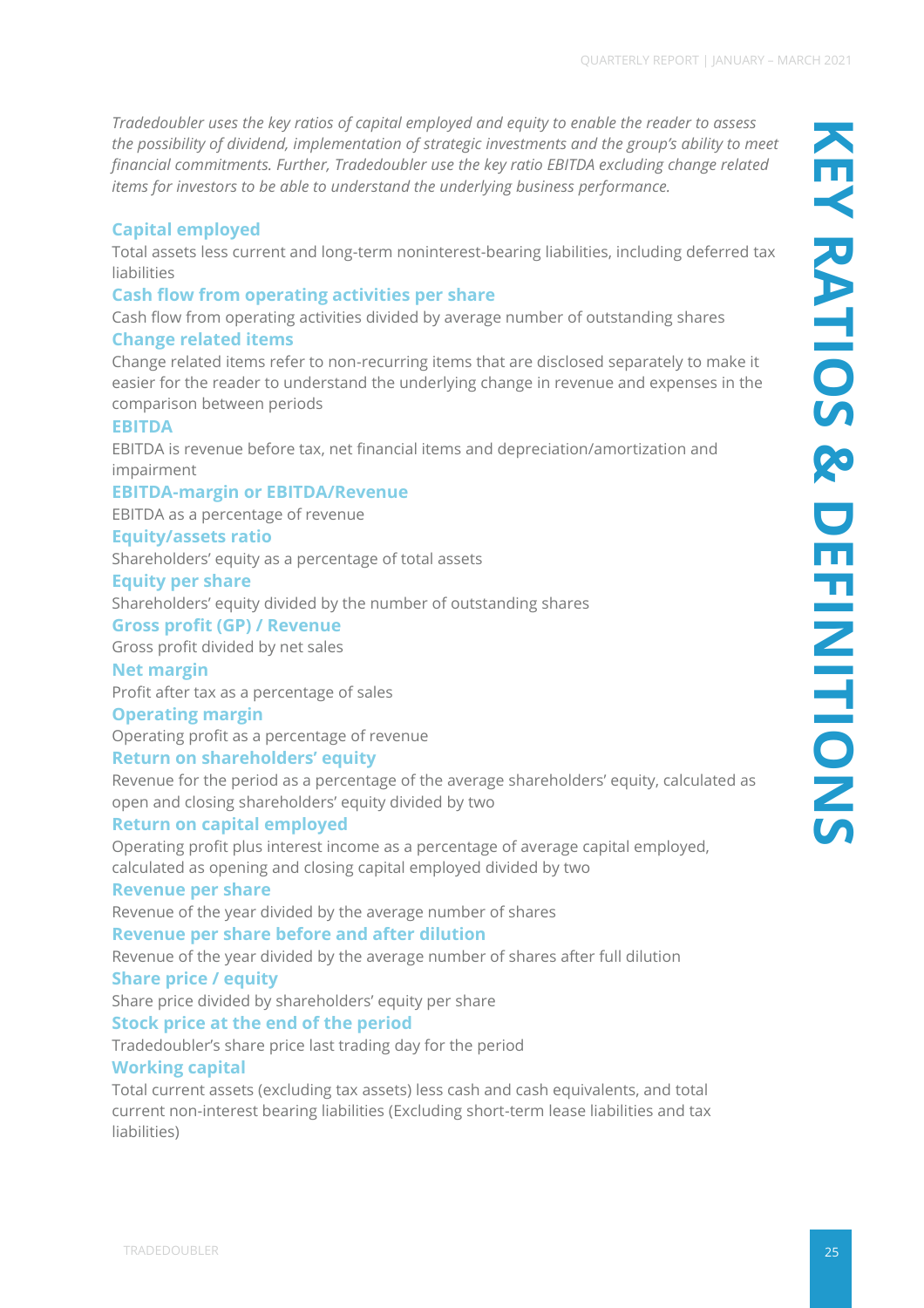# KEY RATIOS & DEFINITIONS

*Tradedoubler uses the key ratios of capital employed and equity to enable the reader to assess the possibility of dividend, implementation of strategic investments and the group's ability to meet financial commitments. Further, Tradedoubler use the key ratio EBITDA excluding change related items for investors to be able to understand the underlying business performance.*

### Capital employed

Total assets less current and long-term noninterest-bearing liabilities, including deferred tax liabilities

### Cash flow from operating activities per share

Cash flow from operating activities divided by average number of outstanding shares

### Change related items

Change related items refer to non-recurring items that are disclosed separately to make it easier for the reader to understand the underlying change in revenue and expenses in the comparison between periods

### EBITDA

EBITDA is revenue before tax, net financial items and depreciation/amortization and impairment

### EBITDA-margin or EBITDA/Revenue

EBITDA as a percentage of revenue

### Equity/assets ratio

Shareholders' equity as a percentage of total assets

### Equity per share

Shareholders' equity divided by the number of outstanding shares

### Gross profit (GP) / Revenue

Gross profit divided by net sales

### Net margin

Profit after tax as a percentage of sales

### Operating margin

Operating profit as a percentage of revenue

### Return on shareholders' equity

Revenue for the period as a percentage of the average shareholders' equity, calculated as open and closing shareholders' equity divided by two

### Return on capital employed

Operating profit plus interest income as a percentage of average capital employed, calculated as opening and closing capital employed divided by two

### Revenue per share

Revenue of the year divided by the average number of shares

### Revenue per share before and after dilution

Revenue of the year divided by the average number of shares after full dilution

### Share price / equity

Share price divided by shareholders' equity per share

### Stock price at the end of the period

Tradedoubler's share price last trading day for the period

### Working capital

Total current assets (excluding tax assets) less cash and cash equivalents, and total current non-interest bearing liabilities (Excluding short-term lease liabilities and tax liabilities)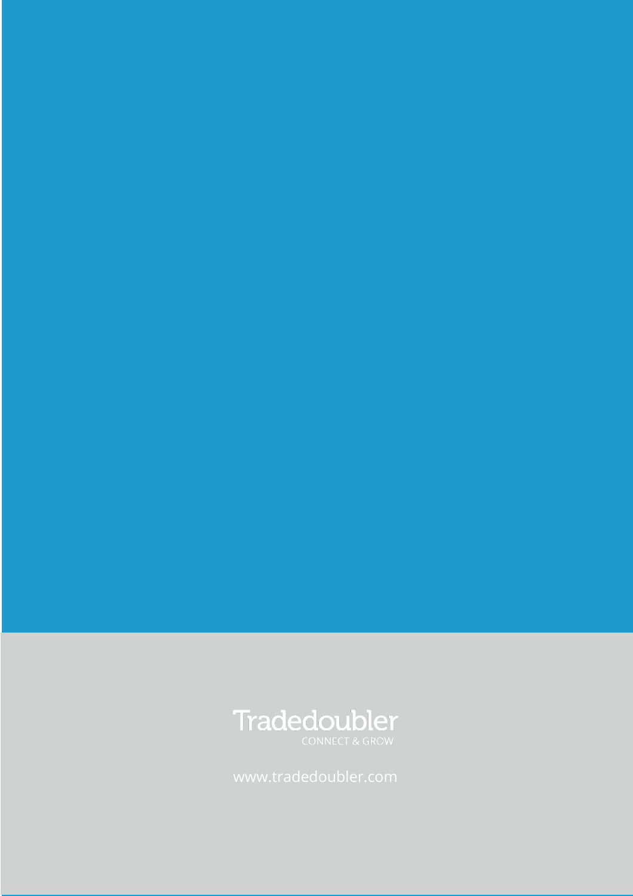Tradedoubler

CONNECT & GROW

www.tradedoubler.com